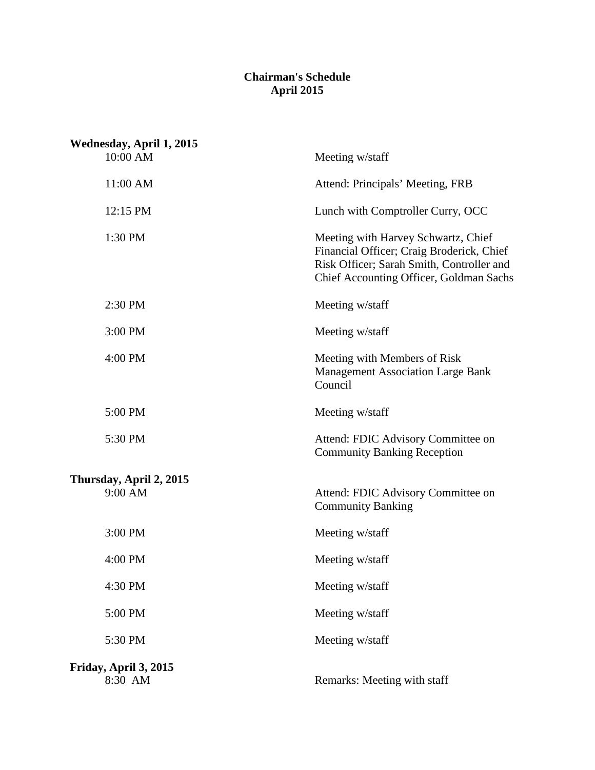# Chairman's Schedule
# April 2015

**Wednesday, April 1, 2015**

| | |
|---|---|
| 10:00 AM | Meeting w/staff |
| 11:00 AM | Attend: Principals' Meeting, FRB |
| 12:15 PM | Lunch with Comptroller Curry, OCC |
| 1:30 PM | Meeting with Harvey Schwartz, Chief Financial Officer; Craig Broderick, Chief Risk Officer; Sarah Smith, Controller and Chief Accounting Officer, Goldman Sachs |
| 2:30 PM | Meeting w/staff |
| 3:00 PM | Meeting w/staff |
| 4:00 PM | Meeting with Members of Risk Management Association Large Bank Council |
| 5:00 PM | Meeting w/staff |
| 5:30 PM | Attend: FDIC Advisory Committee on Community Banking Reception |

**Thursday, April 2, 2015**

| | |
|---|---|
| 9:00 AM | Attend: FDIC Advisory Committee on Community Banking |
| 3:00 PM | Meeting w/staff |
| 4:00 PM | Meeting w/staff |
| 4:30 PM | Meeting w/staff |
| 5:00 PM | Meeting w/staff |
| 5:30 PM | Meeting w/staff |

**Friday, April 3, 2015**

| | |
|---|---|
| 8:30 AM | Remarks: Meeting with staff |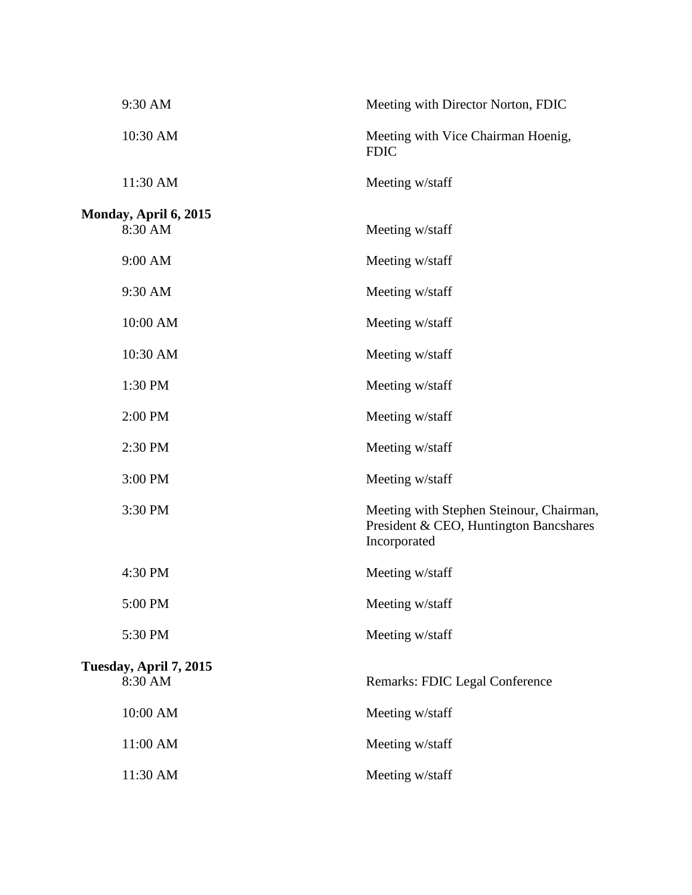| | |
|---|---|
| 9:30 AM | Meeting with Director Norton, FDIC |
| 10:30 AM | Meeting with Vice Chairman Hoenig, FDIC |
| 11:30 AM | Meeting w/staff |

**Monday, April 6, 2015**

| | |
|---|---|
| 8:30 AM | Meeting w/staff |
| 9:00 AM | Meeting w/staff |
| 9:30 AM | Meeting w/staff |
| 10:00 AM | Meeting w/staff |
| 10:30 AM | Meeting w/staff |
| 1:30 PM | Meeting w/staff |
| 2:00 PM | Meeting w/staff |
| 2:30 PM | Meeting w/staff |
| 3:00 PM | Meeting w/staff |
| 3:30 PM | Meeting with Stephen Steinour, Chairman, President & CEO, Huntington Bancshares Incorporated |
| 4:30 PM | Meeting w/staff |
| 5:00 PM | Meeting w/staff |
| 5:30 PM | Meeting w/staff |

**Tuesday, April 7, 2015**

| | |
|---|---|
| 8:30 AM | Remarks: FDIC Legal Conference |
| 10:00 AM | Meeting w/staff |
| 11:00 AM | Meeting w/staff |
| 11:30 AM | Meeting w/staff |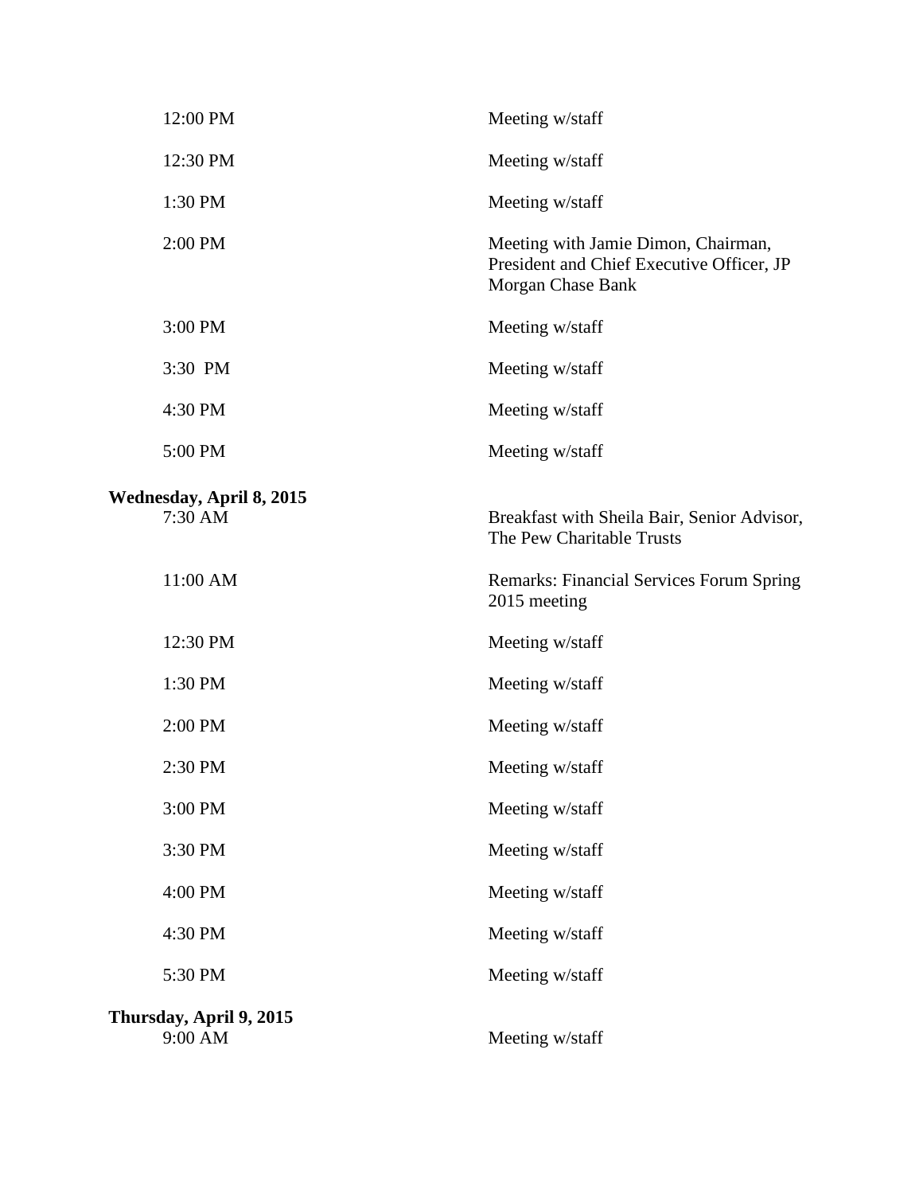| | |
|---|---|
| 12:00 PM | Meeting w/staff |
| 12:30 PM | Meeting w/staff |
| 1:30 PM | Meeting w/staff |
| 2:00 PM | Meeting with Jamie Dimon, Chairman, President and Chief Executive Officer, JP Morgan Chase Bank |
| 3:00 PM | Meeting w/staff |
| 3:30 PM | Meeting w/staff |
| 4:30 PM | Meeting w/staff |
| 5:00 PM | Meeting w/staff |

**Wednesday, April 8, 2015**

| | |
|---|---|
| 7:30 AM | Breakfast with Sheila Bair, Senior Advisor, The Pew Charitable Trusts |
| 11:00 AM | Remarks: Financial Services Forum Spring 2015 meeting |
| 12:30 PM | Meeting w/staff |
| 1:30 PM | Meeting w/staff |
| 2:00 PM | Meeting w/staff |
| 2:30 PM | Meeting w/staff |
| 3:00 PM | Meeting w/staff |
| 3:30 PM | Meeting w/staff |
| 4:00 PM | Meeting w/staff |
| 4:30 PM | Meeting w/staff |
| 5:30 PM | Meeting w/staff |

**Thursday, April 9, 2015**

| | |
|---|---|
| 9:00 AM | Meeting w/staff |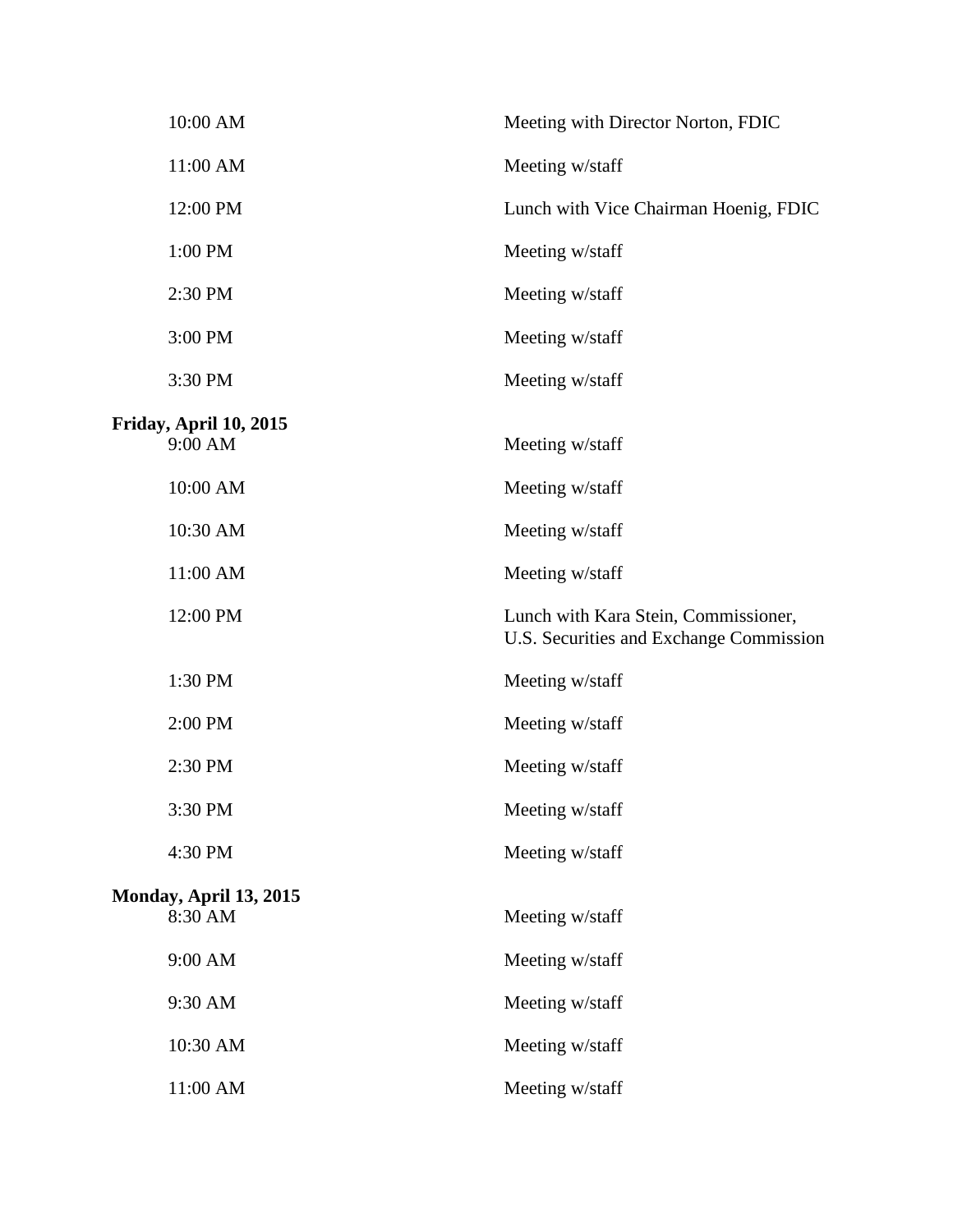| | |
|---|---|
| 10:00 AM | Meeting with Director Norton, FDIC |
| 11:00 AM | Meeting w/staff |
| 12:00 PM | Lunch with Vice Chairman Hoenig, FDIC |
| 1:00 PM | Meeting w/staff |
| 2:30 PM | Meeting w/staff |
| 3:00 PM | Meeting w/staff |
| 3:30 PM | Meeting w/staff |

**Friday, April 10, 2015**

| | |
|---|---|
| 9:00 AM | Meeting w/staff |
| 10:00 AM | Meeting w/staff |
| 10:30 AM | Meeting w/staff |
| 11:00 AM | Meeting w/staff |
| 12:00 PM | Lunch with Kara Stein, Commissioner, U.S. Securities and Exchange Commission |
| 1:30 PM | Meeting w/staff |
| 2:00 PM | Meeting w/staff |
| 2:30 PM | Meeting w/staff |
| 3:30 PM | Meeting w/staff |
| 4:30 PM | Meeting w/staff |

**Monday, April 13, 2015**

| | |
|---|---|
| 8:30 AM | Meeting w/staff |
| 9:00 AM | Meeting w/staff |
| 9:30 AM | Meeting w/staff |
| 10:30 AM | Meeting w/staff |
| 11:00 AM | Meeting w/staff |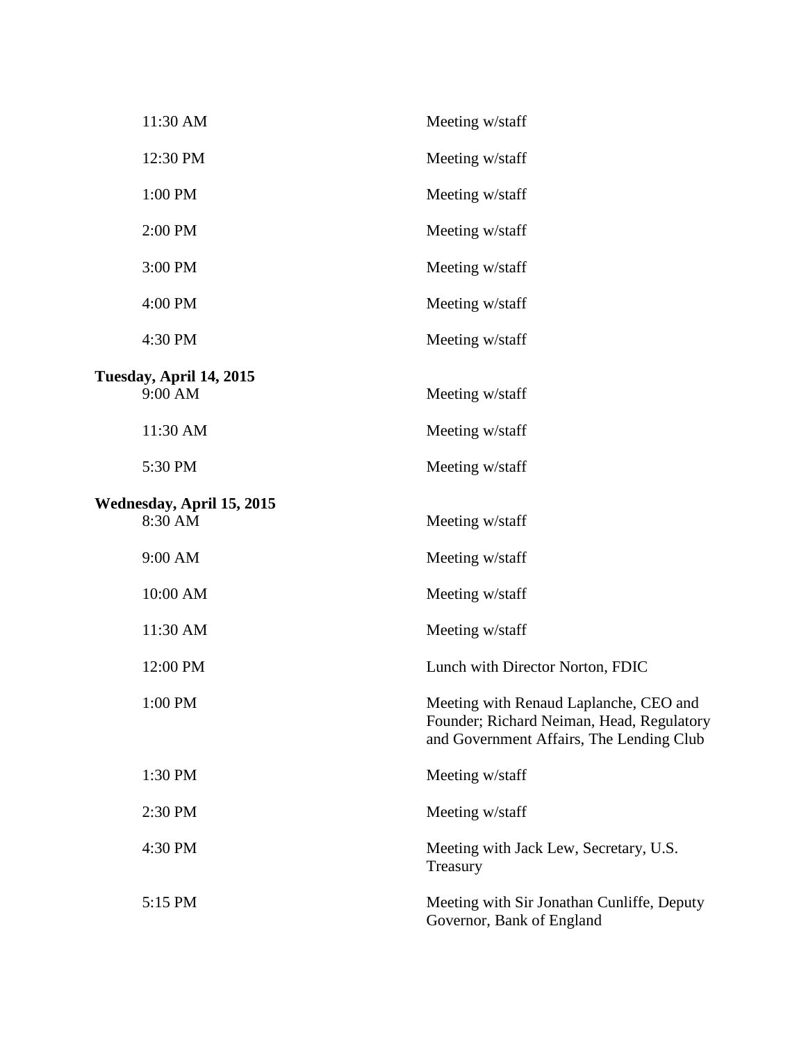| | |
|---|---|
| 11:30 AM | Meeting w/staff |
| 12:30 PM | Meeting w/staff |
| 1:00 PM | Meeting w/staff |
| 2:00 PM | Meeting w/staff |
| 3:00 PM | Meeting w/staff |
| 4:00 PM | Meeting w/staff |
| 4:30 PM | Meeting w/staff |

**Tuesday, April 14, 2015**

| | |
|---|---|
| 9:00 AM | Meeting w/staff |
| 11:30 AM | Meeting w/staff |
| 5:30 PM | Meeting w/staff |

**Wednesday, April 15, 2015**

| | |
|---|---|
| 8:30 AM | Meeting w/staff |
| 9:00 AM | Meeting w/staff |
| 10:00 AM | Meeting w/staff |
| 11:30 AM | Meeting w/staff |
| 12:00 PM | Lunch with Director Norton, FDIC |
| 1:00 PM | Meeting with Renaud Laplanche, CEO and Founder; Richard Neiman, Head, Regulatory and Government Affairs, The Lending Club |
| 1:30 PM | Meeting w/staff |
| 2:30 PM | Meeting w/staff |
| 4:30 PM | Meeting with Jack Lew, Secretary, U.S. Treasury |
| 5:15 PM | Meeting with Sir Jonathan Cunliffe, Deputy Governor, Bank of England |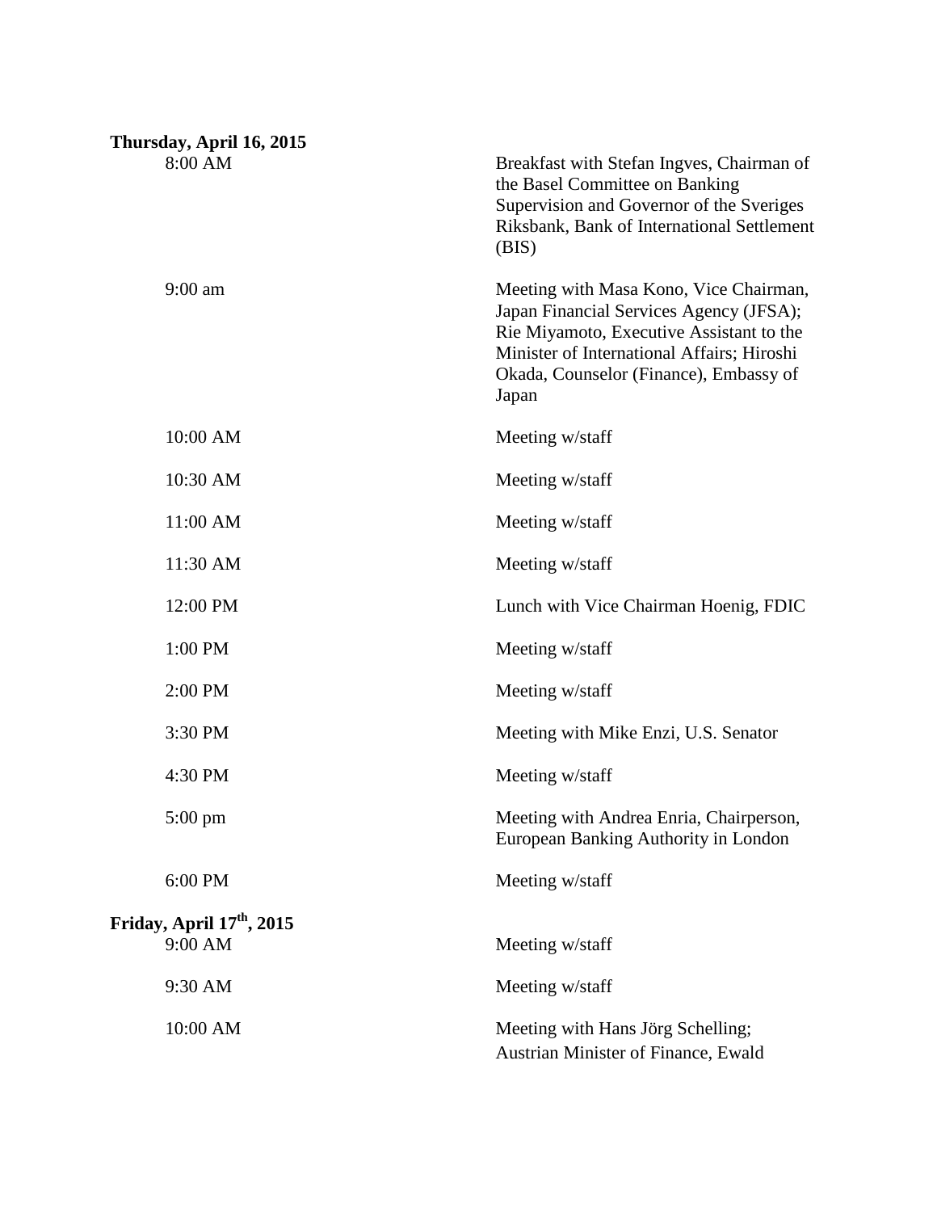**Thursday, April 16, 2015**

| | |
|---|---|
| 8:00 AM | Breakfast with Stefan Ingves, Chairman of the Basel Committee on Banking Supervision and Governor of the Sveriges Riksbank, Bank of International Settlement (BIS) |
| 9:00 am | Meeting with Masa Kono, Vice Chairman, Japan Financial Services Agency (JFSA); Rie Miyamoto, Executive Assistant to the Minister of International Affairs; Hiroshi Okada, Counselor (Finance), Embassy of Japan |
| 10:00 AM | Meeting w/staff |
| 10:30 AM | Meeting w/staff |
| 11:00 AM | Meeting w/staff |
| 11:30 AM | Meeting w/staff |
| 12:00 PM | Lunch with Vice Chairman Hoenig, FDIC |
| 1:00 PM | Meeting w/staff |
| 2:00 PM | Meeting w/staff |
| 3:30 PM | Meeting with Mike Enzi, U.S. Senator |
| 4:30 PM | Meeting w/staff |
| 5:00 pm | Meeting with Andrea Enria, Chairperson, European Banking Authority in London |
| 6:00 PM | Meeting w/staff |

**Friday, April 17th, 2015**

| | |
|---|---|
| 9:00 AM | Meeting w/staff |
| 9:30 AM | Meeting w/staff |
| 10:00 AM | Meeting with Hans Jörg Schelling; Austrian Minister of Finance, Ewald |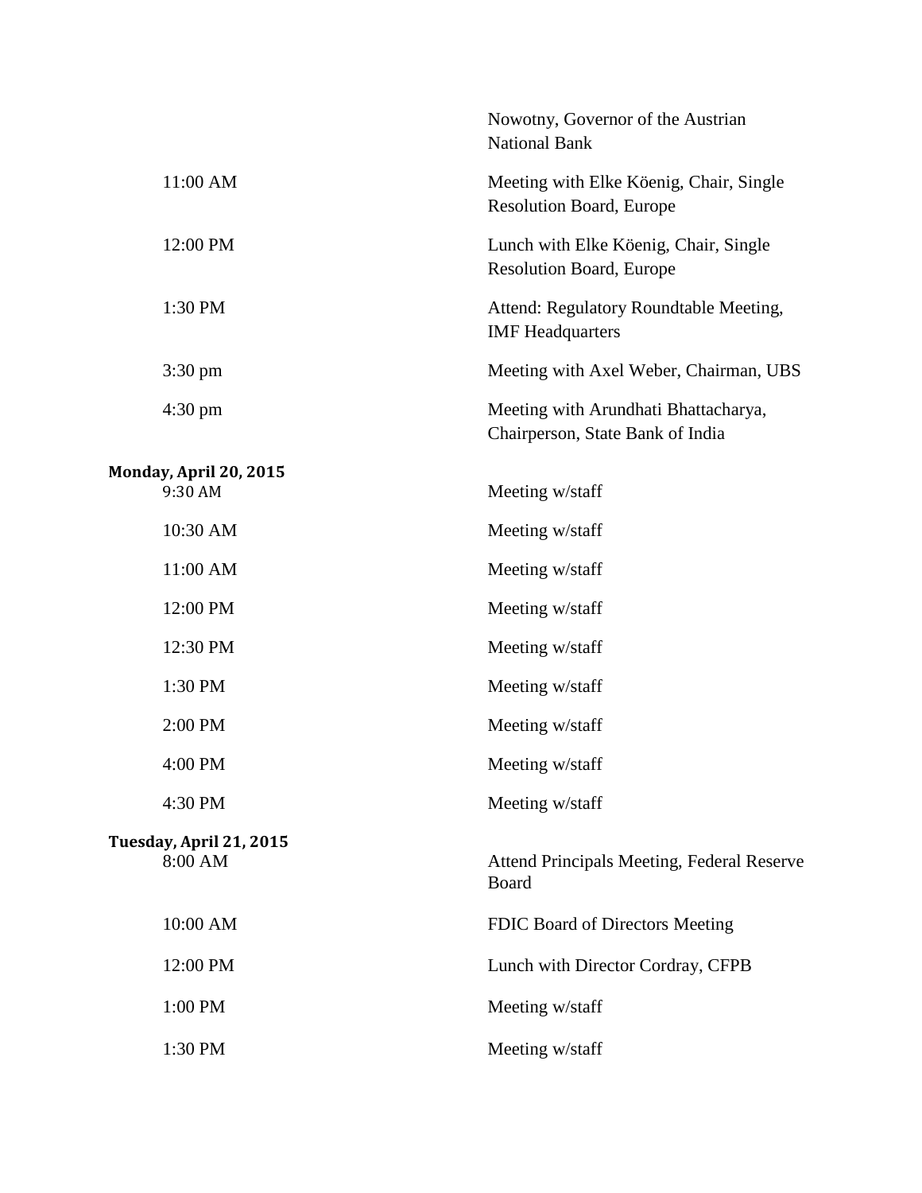| | |
|---|---|
| | Nowotny, Governor of the Austrian National Bank |
| 11:00 AM | Meeting with Elke Köenig, Chair, Single Resolution Board, Europe |
| 12:00 PM | Lunch with Elke Köenig, Chair, Single Resolution Board, Europe |
| 1:30 PM | Attend: Regulatory Roundtable Meeting, IMF Headquarters |
| 3:30 pm | Meeting with Axel Weber, Chairman, UBS |
| 4:30 pm | Meeting with Arundhati Bhattacharya, Chairperson, State Bank of India |

**Monday, April 20, 2015**

| | |
|---|---|
| 9:30 AM | Meeting w/staff |
| 10:30 AM | Meeting w/staff |
| 11:00 AM | Meeting w/staff |
| 12:00 PM | Meeting w/staff |
| 12:30 PM | Meeting w/staff |
| 1:30 PM | Meeting w/staff |
| 2:00 PM | Meeting w/staff |
| 4:00 PM | Meeting w/staff |
| 4:30 PM | Meeting w/staff |

**Tuesday, April 21, 2015**

| | |
|---|---|
| 8:00 AM | Attend Principals Meeting, Federal Reserve Board |
| 10:00 AM | FDIC Board of Directors Meeting |
| 12:00 PM | Lunch with Director Cordray, CFPB |
| 1:00 PM | Meeting w/staff |
| 1:30 PM | Meeting w/staff |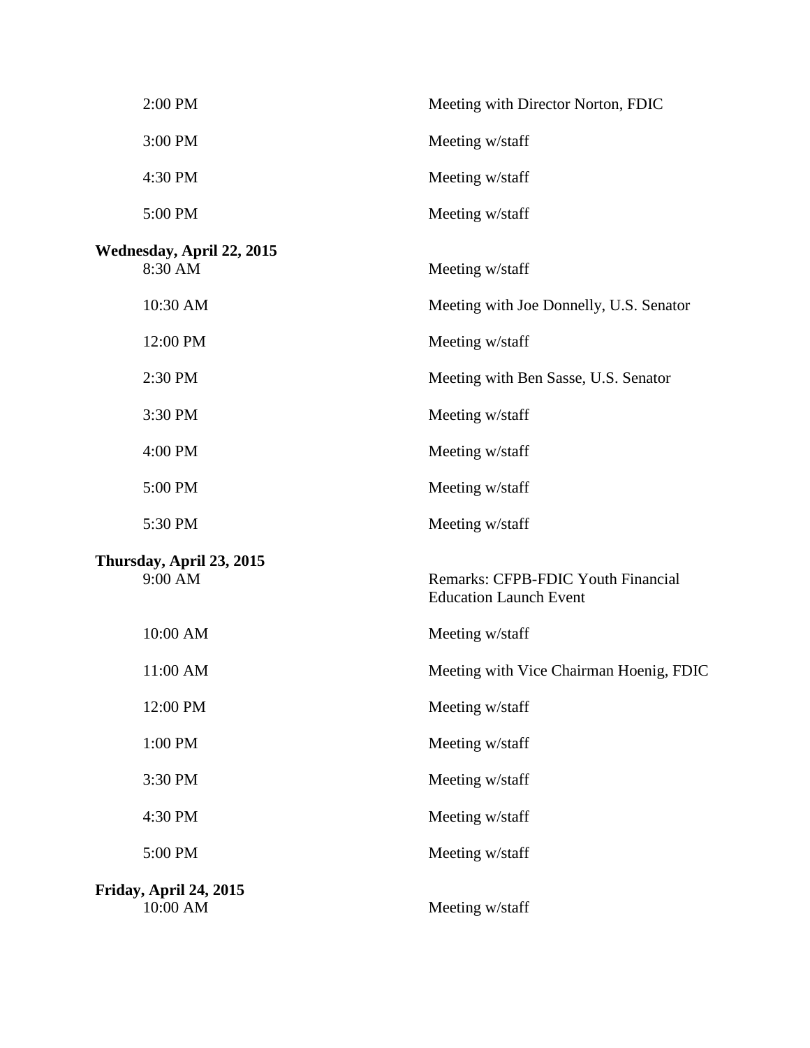| | |
|---|---|
| 2:00 PM | Meeting with Director Norton, FDIC |
| 3:00 PM | Meeting w/staff |
| 4:30 PM | Meeting w/staff |
| 5:00 PM | Meeting w/staff |

**Wednesday, April 22, 2015**

| | |
|---|---|
| 8:30 AM | Meeting w/staff |
| 10:30 AM | Meeting with Joe Donnelly, U.S. Senator |
| 12:00 PM | Meeting w/staff |
| 2:30 PM | Meeting with Ben Sasse, U.S. Senator |
| 3:30 PM | Meeting w/staff |
| 4:00 PM | Meeting w/staff |
| 5:00 PM | Meeting w/staff |
| 5:30 PM | Meeting w/staff |

**Thursday, April 23, 2015**

| | |
|---|---|
| 9:00 AM | Remarks: CFPB-FDIC Youth Financial Education Launch Event |
| 10:00 AM | Meeting w/staff |
| 11:00 AM | Meeting with Vice Chairman Hoenig, FDIC |
| 12:00 PM | Meeting w/staff |
| 1:00 PM | Meeting w/staff |
| 3:30 PM | Meeting w/staff |
| 4:30 PM | Meeting w/staff |
| 5:00 PM | Meeting w/staff |

**Friday, April 24, 2015**

| | |
|---|---|
| 10:00 AM | Meeting w/staff |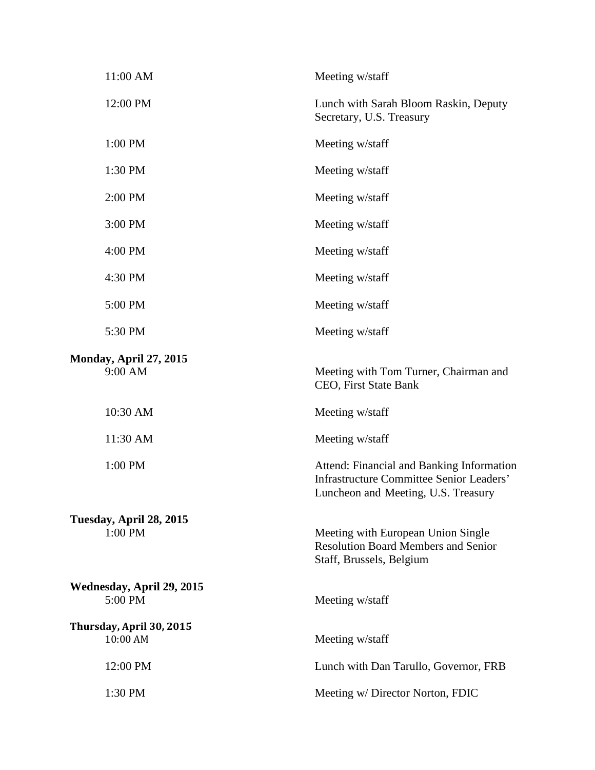| | |
|---|---|
| 11:00 AM | Meeting w/staff |
| 12:00 PM | Lunch with Sarah Bloom Raskin, Deputy Secretary, U.S. Treasury |
| 1:00 PM | Meeting w/staff |
| 1:30 PM | Meeting w/staff |
| 2:00 PM | Meeting w/staff |
| 3:00 PM | Meeting w/staff |
| 4:00 PM | Meeting w/staff |
| 4:30 PM | Meeting w/staff |
| 5:00 PM | Meeting w/staff |
| 5:30 PM | Meeting w/staff |

**Monday, April 27, 2015**

| | |
|---|---|
| 9:00 AM | Meeting with Tom Turner, Chairman and CEO, First State Bank |
| 10:30 AM | Meeting w/staff |
| 11:30 AM | Meeting w/staff |
| 1:00 PM | Attend: Financial and Banking Information Infrastructure Committee Senior Leaders' Luncheon and Meeting, U.S. Treasury |

**Tuesday, April 28, 2015**

| | |
|---|---|
| 1:00 PM | Meeting with European Union Single Resolution Board Members and Senior Staff, Brussels, Belgium |

**Wednesday, April 29, 2015**

| | |
|---|---|
| 5:00 PM | Meeting w/staff |

**Thursday, April 30, 2015**

| | |
|---|---|
| 10:00 AM | Meeting w/staff |
| 12:00 PM | Lunch with Dan Tarullo, Governor, FRB |
| 1:30 PM | Meeting w/ Director Norton, FDIC |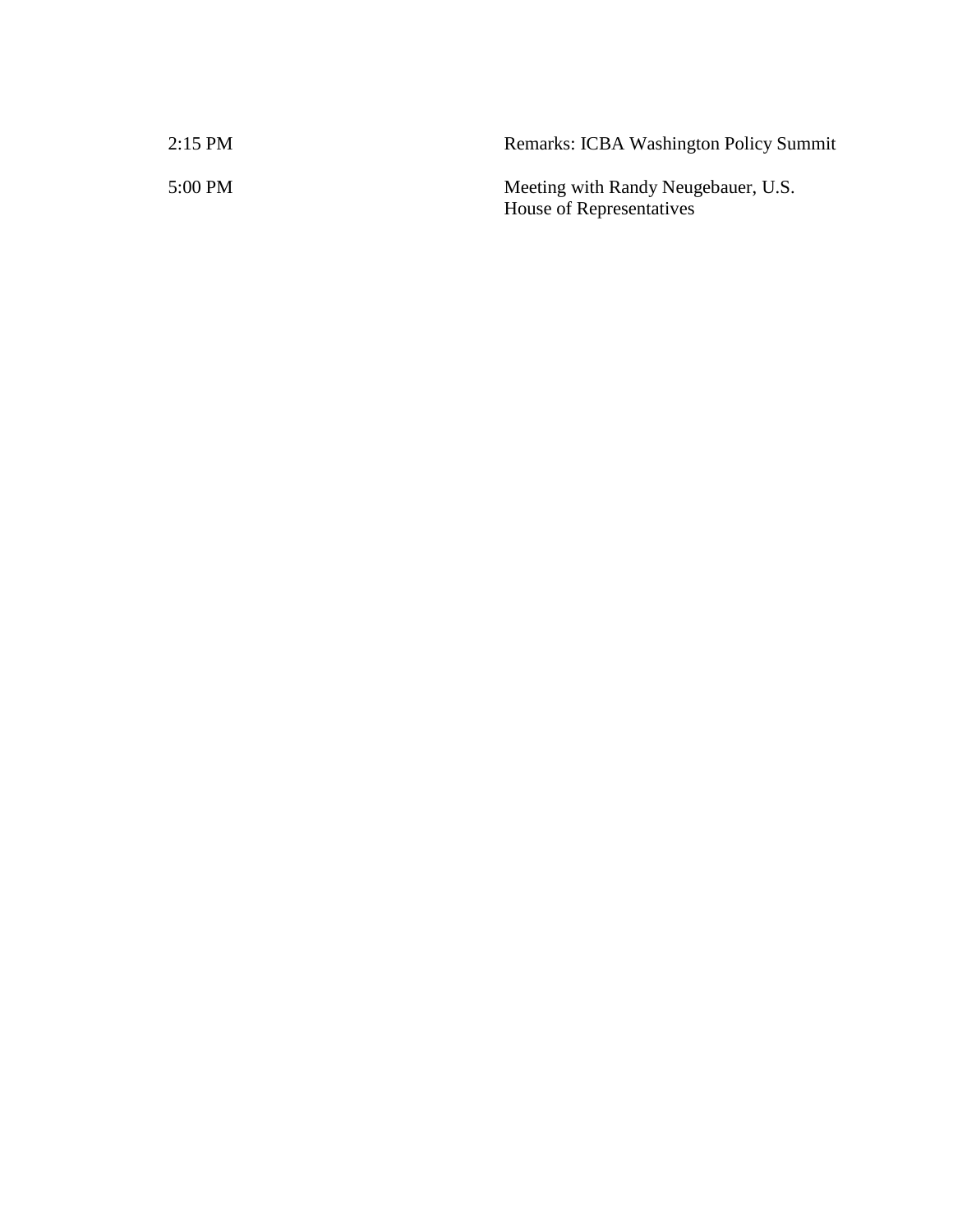| | |
|---|---|
| 2:15 PM | Remarks: ICBA Washington Policy Summit |
| 5:00 PM | Meeting with Randy Neugebauer, U.S. House of Representatives |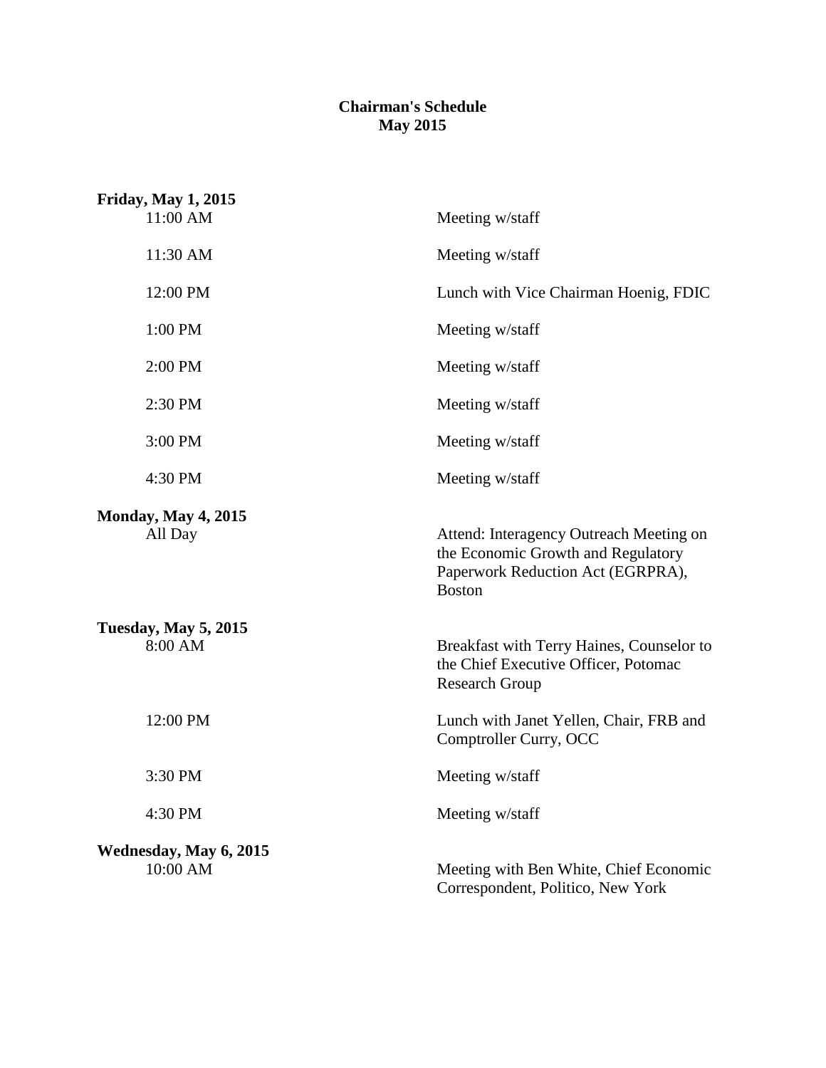# Chairman's Schedule
## May 2015

**Friday, May 1, 2015**

| | |
|---|---|
| 11:00 AM | Meeting w/staff |
| 11:30 AM | Meeting w/staff |
| 12:00 PM | Lunch with Vice Chairman Hoenig, FDIC |
| 1:00 PM | Meeting w/staff |
| 2:00 PM | Meeting w/staff |
| 2:30 PM | Meeting w/staff |
| 3:00 PM | Meeting w/staff |
| 4:30 PM | Meeting w/staff |

**Monday, May 4, 2015**

| | |
|---|---|
| All Day | Attend: Interagency Outreach Meeting on the Economic Growth and Regulatory Paperwork Reduction Act (EGRPRA), Boston |

**Tuesday, May 5, 2015**

| | |
|---|---|
| 8:00 AM | Breakfast with Terry Haines, Counselor to the Chief Executive Officer, Potomac Research Group |
| 12:00 PM | Lunch with Janet Yellen, Chair, FRB and Comptroller Curry, OCC |
| 3:30 PM | Meeting w/staff |
| 4:30 PM | Meeting w/staff |

**Wednesday, May 6, 2015**

| | |
|---|---|
| 10:00 AM | Meeting with Ben White, Chief Economic Correspondent, Politico, New York |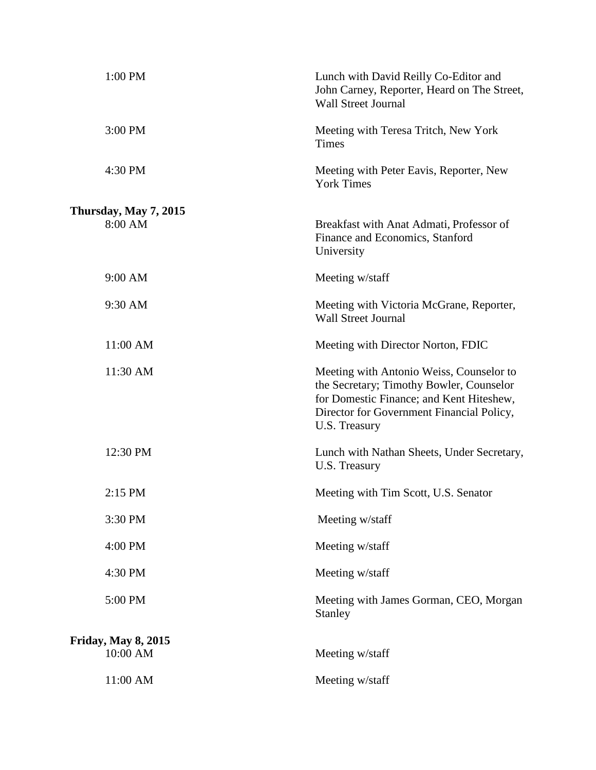| | |
|---|---|
| 1:00 PM | Lunch with David Reilly Co-Editor and John Carney, Reporter, Heard on The Street, Wall Street Journal |
| 3:00 PM | Meeting with Teresa Tritch, New York Times |
| 4:30 PM | Meeting with Peter Eavis, Reporter, New York Times |

**Thursday, May 7, 2015**

| | |
|---|---|
| 8:00 AM | Breakfast with Anat Admati, Professor of Finance and Economics, Stanford University |
| 9:00 AM | Meeting w/staff |
| 9:30 AM | Meeting with Victoria McGrane, Reporter, Wall Street Journal |
| 11:00 AM | Meeting with Director Norton, FDIC |
| 11:30 AM | Meeting with Antonio Weiss, Counselor to the Secretary; Timothy Bowler, Counselor for Domestic Finance; and Kent Hiteshew, Director for Government Financial Policy, U.S. Treasury |
| 12:30 PM | Lunch with Nathan Sheets, Under Secretary, U.S. Treasury |
| 2:15 PM | Meeting with Tim Scott, U.S. Senator |
| 3:30 PM | Meeting w/staff |
| 4:00 PM | Meeting w/staff |
| 4:30 PM | Meeting w/staff |
| 5:00 PM | Meeting with James Gorman, CEO, Morgan Stanley |

**Friday, May 8, 2015**

| | |
|---|---|
| 10:00 AM | Meeting w/staff |
| 11:00 AM | Meeting w/staff |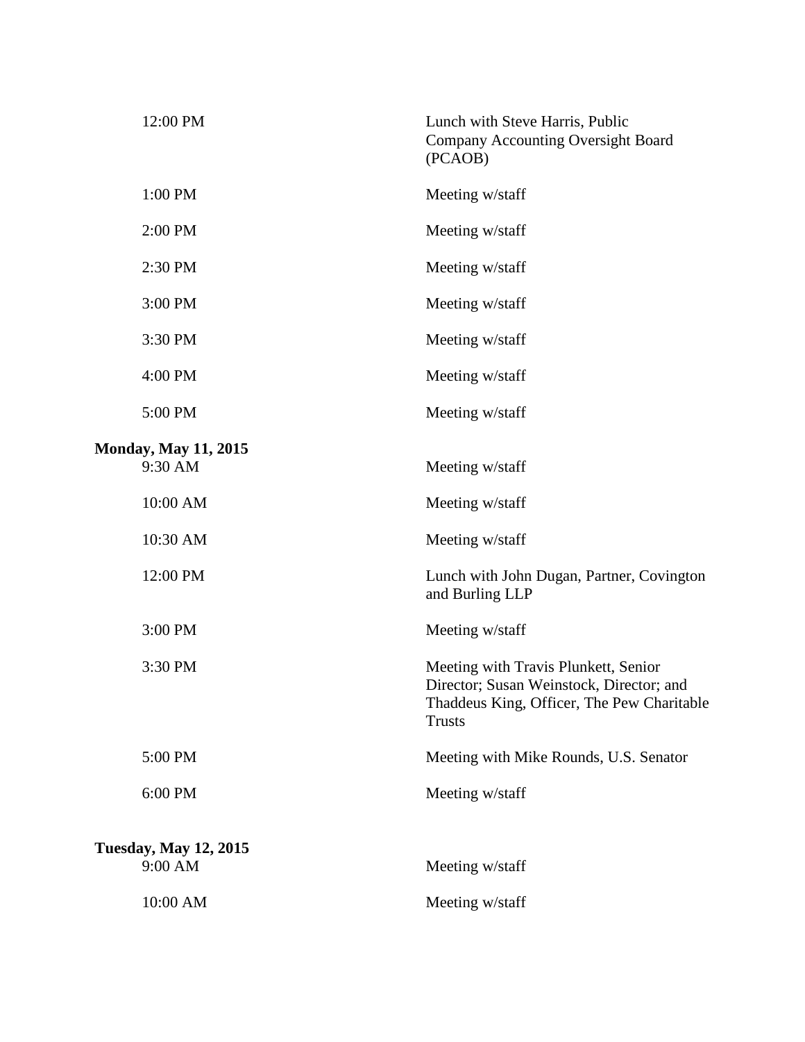| | |
|---|---|
| 12:00 PM | Lunch with Steve Harris, Public Company Accounting Oversight Board (PCAOB) |
| 1:00 PM | Meeting w/staff |
| 2:00 PM | Meeting w/staff |
| 2:30 PM | Meeting w/staff |
| 3:00 PM | Meeting w/staff |
| 3:30 PM | Meeting w/staff |
| 4:00 PM | Meeting w/staff |
| 5:00 PM | Meeting w/staff |

**Monday, May 11, 2015**

| | |
|---|---|
| 9:30 AM | Meeting w/staff |
| 10:00 AM | Meeting w/staff |
| 10:30 AM | Meeting w/staff |
| 12:00 PM | Lunch with John Dugan, Partner, Covington and Burling LLP |
| 3:00 PM | Meeting w/staff |
| 3:30 PM | Meeting with Travis Plunkett, Senior Director; Susan Weinstock, Director; and Thaddeus King, Officer, The Pew Charitable Trusts |
| 5:00 PM | Meeting with Mike Rounds, U.S. Senator |
| 6:00 PM | Meeting w/staff |

**Tuesday, May 12, 2015**

| | |
|---|---|
| 9:00 AM | Meeting w/staff |
| 10:00 AM | Meeting w/staff |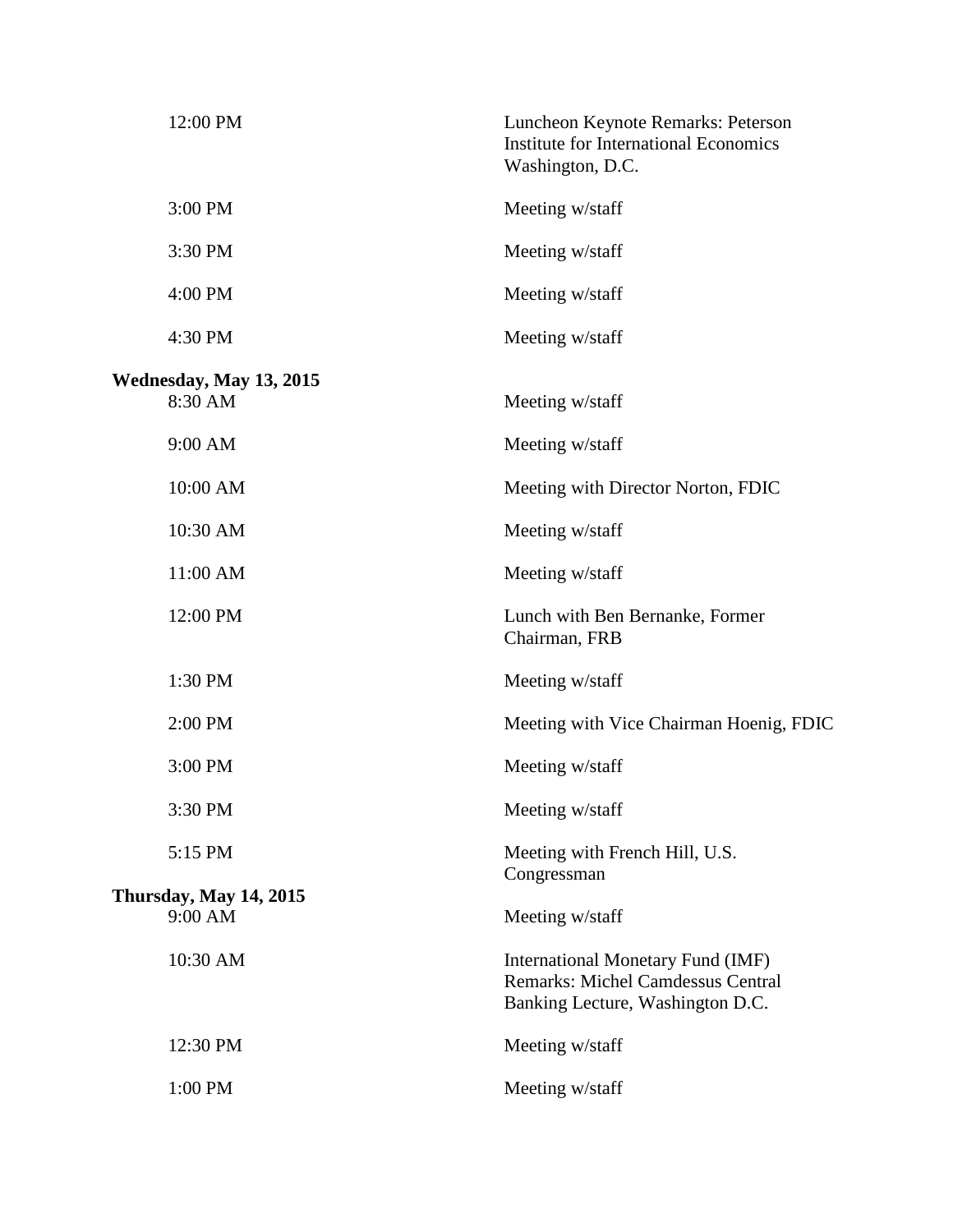| | |
|---|---|
| 12:00 PM | Luncheon Keynote Remarks: Peterson Institute for International Economics Washington, D.C. |
| 3:00 PM | Meeting w/staff |
| 3:30 PM | Meeting w/staff |
| 4:00 PM | Meeting w/staff |
| 4:30 PM | Meeting w/staff |

**Wednesday, May 13, 2015**

| | |
|---|---|
| 8:30 AM | Meeting w/staff |
| 9:00 AM | Meeting w/staff |
| 10:00 AM | Meeting with Director Norton, FDIC |
| 10:30 AM | Meeting w/staff |
| 11:00 AM | Meeting w/staff |
| 12:00 PM | Lunch with Ben Bernanke, Former Chairman, FRB |
| 1:30 PM | Meeting w/staff |
| 2:00 PM | Meeting with Vice Chairman Hoenig, FDIC |
| 3:00 PM | Meeting w/staff |
| 3:30 PM | Meeting w/staff |
| 5:15 PM | Meeting with French Hill, U.S. Congressman |

**Thursday, May 14, 2015**

| | |
|---|---|
| 9:00 AM | Meeting w/staff |
| 10:30 AM | International Monetary Fund (IMF) Remarks: Michel Camdessus Central Banking Lecture, Washington D.C. |
| 12:30 PM | Meeting w/staff |
| 1:00 PM | Meeting w/staff |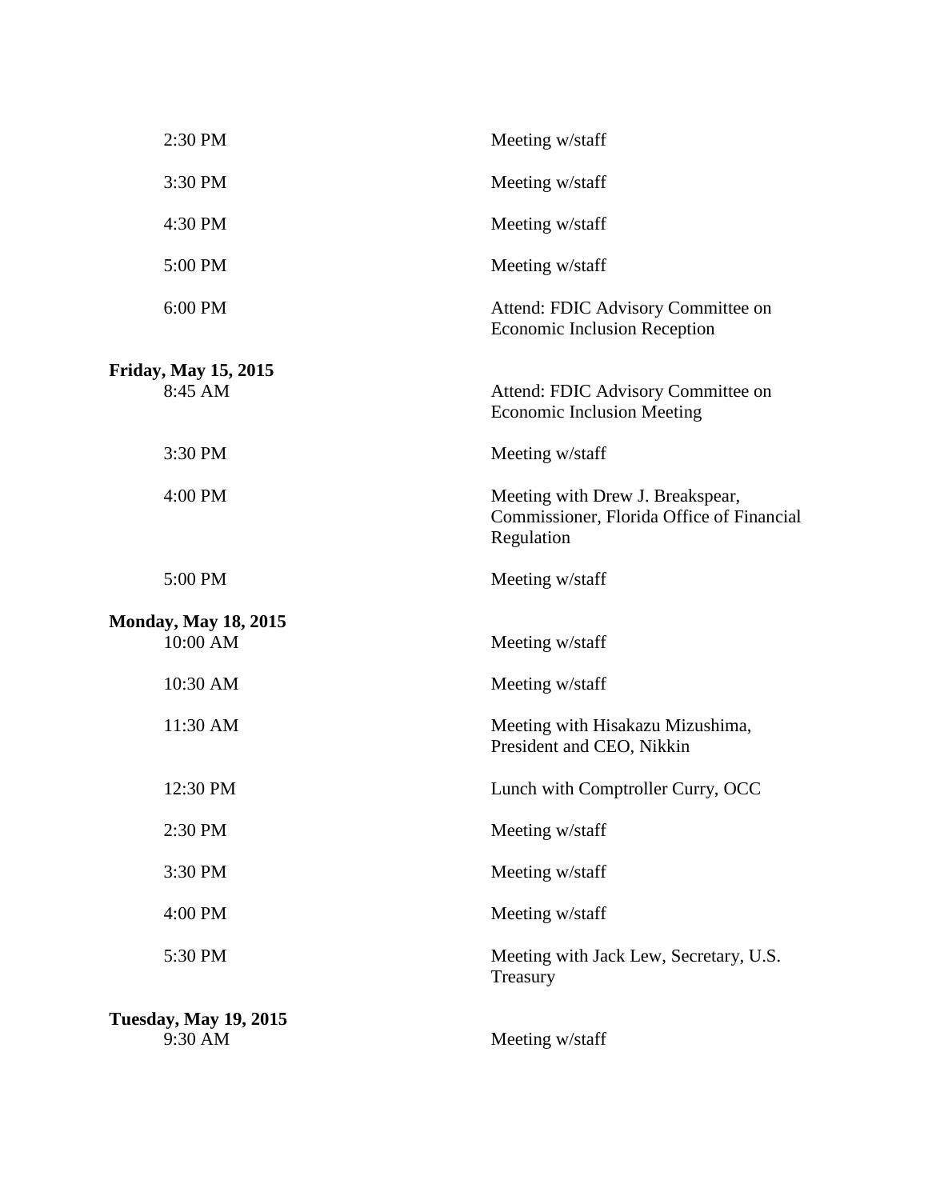| | |
|---|---|
| 2:30 PM | Meeting w/staff |
| 3:30 PM | Meeting w/staff |
| 4:30 PM | Meeting w/staff |
| 5:00 PM | Meeting w/staff |
| 6:00 PM | Attend: FDIC Advisory Committee on Economic Inclusion Reception |

**Friday, May 15, 2015**

| | |
|---|---|
| 8:45 AM | Attend: FDIC Advisory Committee on Economic Inclusion Meeting |
| 3:30 PM | Meeting w/staff |
| 4:00 PM | Meeting with Drew J. Breakspear, Commissioner, Florida Office of Financial Regulation |
| 5:00 PM | Meeting w/staff |

**Monday, May 18, 2015**

| | |
|---|---|
| 10:00 AM | Meeting w/staff |
| 10:30 AM | Meeting w/staff |
| 11:30 AM | Meeting with Hisakazu Mizushima, President and CEO, Nikkin |
| 12:30 PM | Lunch with Comptroller Curry, OCC |
| 2:30 PM | Meeting w/staff |
| 3:30 PM | Meeting w/staff |
| 4:00 PM | Meeting w/staff |
| 5:30 PM | Meeting with Jack Lew, Secretary, U.S. Treasury |

**Tuesday, May 19, 2015**

| | |
|---|---|
| 9:30 AM | Meeting w/staff |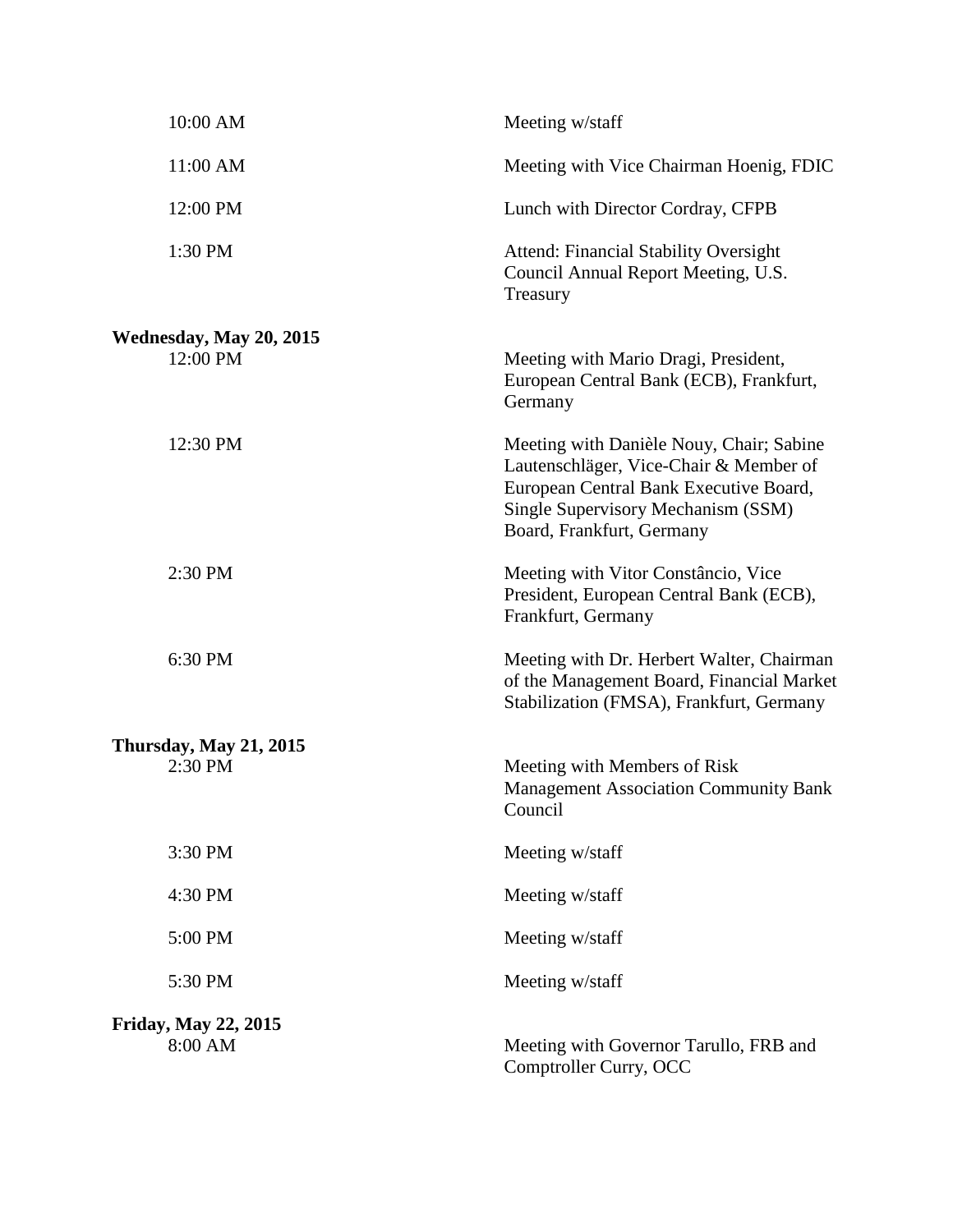| | |
|---|---|
| 10:00 AM | Meeting w/staff |
| 11:00 AM | Meeting with Vice Chairman Hoenig, FDIC |
| 12:00 PM | Lunch with Director Cordray, CFPB |
| 1:30 PM | Attend: Financial Stability Oversight Council Annual Report Meeting, U.S. Treasury |
| **Wednesday, May 20, 2015** | |
| 12:00 PM | Meeting with Mario Dragi, President, European Central Bank (ECB), Frankfurt, Germany |
| 12:30 PM | Meeting with Danièle Nouy, Chair; Sabine Lautenschläger, Vice-Chair & Member of European Central Bank Executive Board, Single Supervisory Mechanism (SSM) Board, Frankfurt, Germany |
| 2:30 PM | Meeting with Vitor Constâncio, Vice President, European Central Bank (ECB), Frankfurt, Germany |
| 6:30 PM | Meeting with Dr. Herbert Walter, Chairman of the Management Board, Financial Market Stabilization (FMSA), Frankfurt, Germany |
| **Thursday, May 21, 2015** | |
| 2:30 PM | Meeting with Members of Risk Management Association Community Bank Council |
| 3:30 PM | Meeting w/staff |
| 4:30 PM | Meeting w/staff |
| 5:00 PM | Meeting w/staff |
| 5:30 PM | Meeting w/staff |
| **Friday, May 22, 2015** | |
| 8:00 AM | Meeting with Governor Tarullo, FRB and Comptroller Curry, OCC |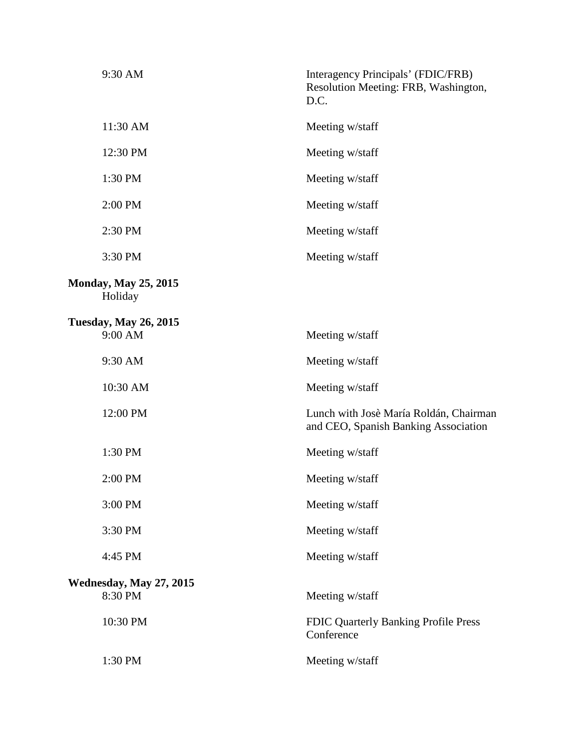| | |
|---|---|
| 9:30 AM | Interagency Principals' (FDIC/FRB) Resolution Meeting: FRB, Washington, D.C. |
| 11:30 AM | Meeting w/staff |
| 12:30 PM | Meeting w/staff |
| 1:30 PM | Meeting w/staff |
| 2:00 PM | Meeting w/staff |
| 2:30 PM | Meeting w/staff |
| 3:30 PM | Meeting w/staff |

**Monday, May 25, 2015**

Holiday

**Tuesday, May 26, 2015**

| | |
|---|---|
| 9:00 AM | Meeting w/staff |
| 9:30 AM | Meeting w/staff |
| 10:30 AM | Meeting w/staff |
| 12:00 PM | Lunch with Josè María Roldán, Chairman and CEO, Spanish Banking Association |
| 1:30 PM | Meeting w/staff |
| 2:00 PM | Meeting w/staff |
| 3:00 PM | Meeting w/staff |
| 3:30 PM | Meeting w/staff |
| 4:45 PM | Meeting w/staff |

**Wednesday, May 27, 2015**

| | |
|---|---|
| 8:30 PM | Meeting w/staff |
| 10:30 PM | FDIC Quarterly Banking Profile Press Conference |
| 1:30 PM | Meeting w/staff |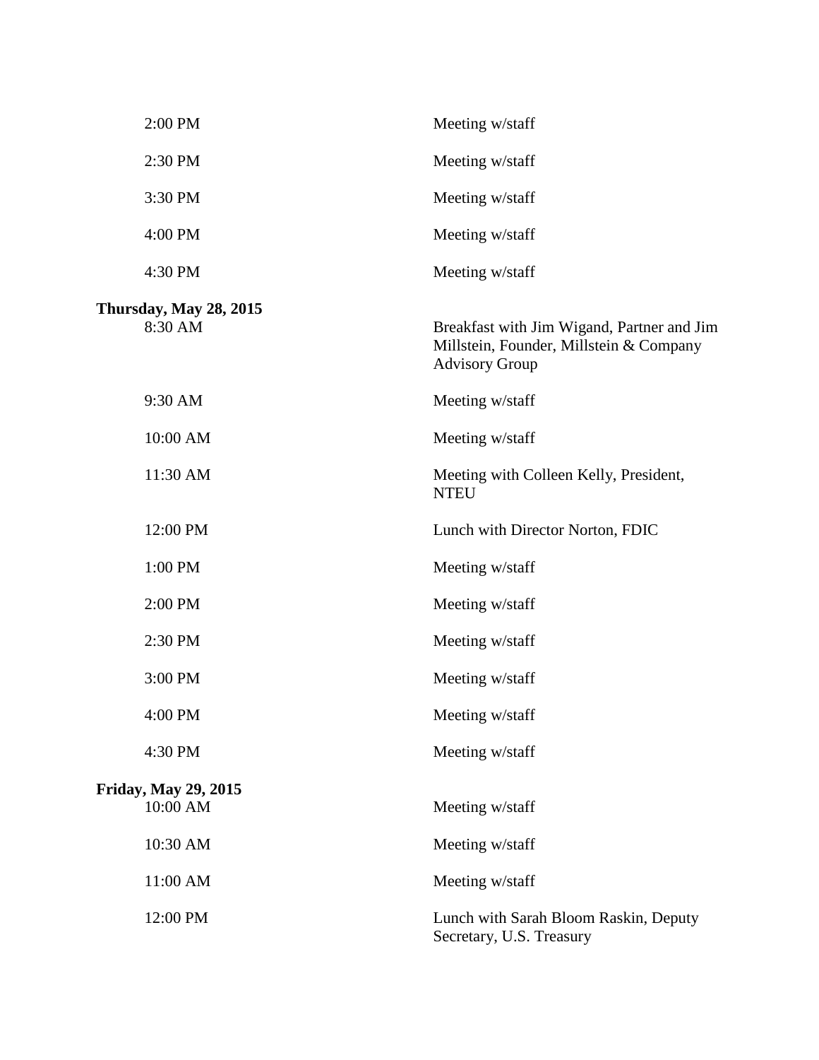| | |
|---|---|
| 2:00 PM | Meeting w/staff |
| 2:30 PM | Meeting w/staff |
| 3:30 PM | Meeting w/staff |
| 4:00 PM | Meeting w/staff |
| 4:30 PM | Meeting w/staff |

**Thursday, May 28, 2015**

| | |
|---|---|
| 8:30 AM | Breakfast with Jim Wigand, Partner and Jim Millstein, Founder, Millstein & Company Advisory Group |
| 9:30 AM | Meeting w/staff |
| 10:00 AM | Meeting w/staff |
| 11:30 AM | Meeting with Colleen Kelly, President, NTEU |
| 12:00 PM | Lunch with Director Norton, FDIC |
| 1:00 PM | Meeting w/staff |
| 2:00 PM | Meeting w/staff |
| 2:30 PM | Meeting w/staff |
| 3:00 PM | Meeting w/staff |
| 4:00 PM | Meeting w/staff |
| 4:30 PM | Meeting w/staff |

**Friday, May 29, 2015**

| | |
|---|---|
| 10:00 AM | Meeting w/staff |
| 10:30 AM | Meeting w/staff |
| 11:00 AM | Meeting w/staff |
| 12:00 PM | Lunch with Sarah Bloom Raskin, Deputy Secretary, U.S. Treasury |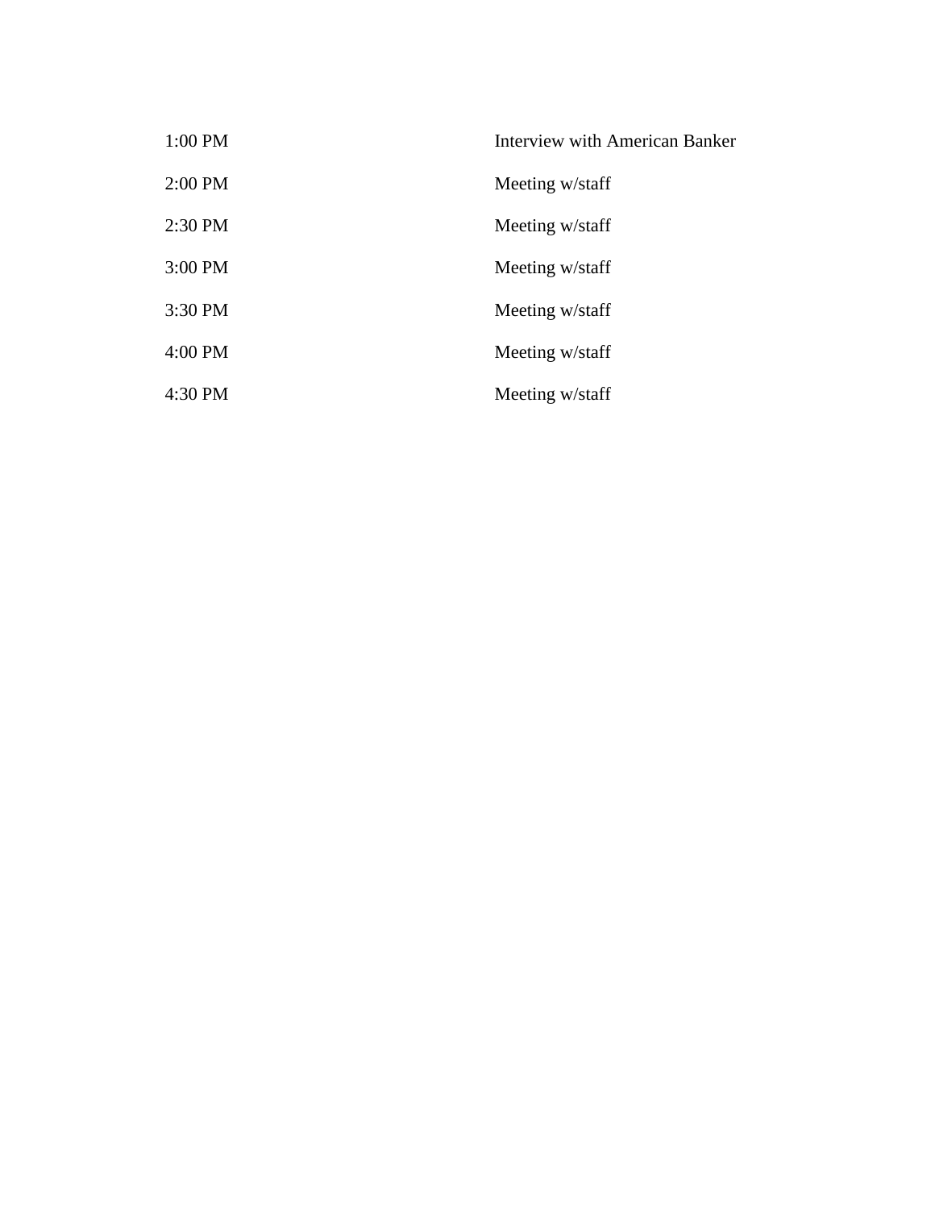| | |
|---|---|
| 1:00 PM | Interview with American Banker |
| 2:00 PM | Meeting w/staff |
| 2:30 PM | Meeting w/staff |
| 3:00 PM | Meeting w/staff |
| 3:30 PM | Meeting w/staff |
| 4:00 PM | Meeting w/staff |
| 4:30 PM | Meeting w/staff |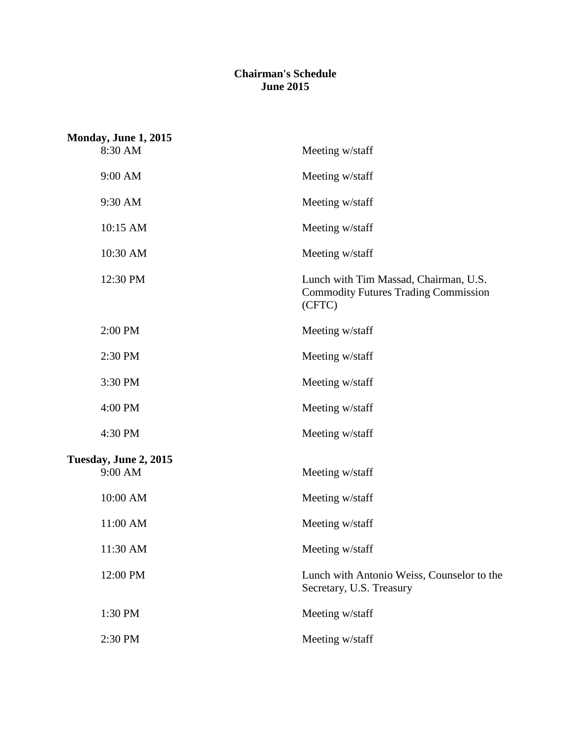# Chairman's Schedule
## June 2015

**Monday, June 1, 2015**

| | |
|---|---|
| 8:30 AM | Meeting w/staff |
| 9:00 AM | Meeting w/staff |
| 9:30 AM | Meeting w/staff |
| 10:15 AM | Meeting w/staff |
| 10:30 AM | Meeting w/staff |
| 12:30 PM | Lunch with Tim Massad, Chairman, U.S. Commodity Futures Trading Commission (CFTC) |
| 2:00 PM | Meeting w/staff |
| 2:30 PM | Meeting w/staff |
| 3:30 PM | Meeting w/staff |
| 4:00 PM | Meeting w/staff |
| 4:30 PM | Meeting w/staff |

**Tuesday, June 2, 2015**

| | |
|---|---|
| 9:00 AM | Meeting w/staff |
| 10:00 AM | Meeting w/staff |
| 11:00 AM | Meeting w/staff |
| 11:30 AM | Meeting w/staff |
| 12:00 PM | Lunch with Antonio Weiss, Counselor to the Secretary, U.S. Treasury |
| 1:30 PM | Meeting w/staff |
| 2:30 PM | Meeting w/staff |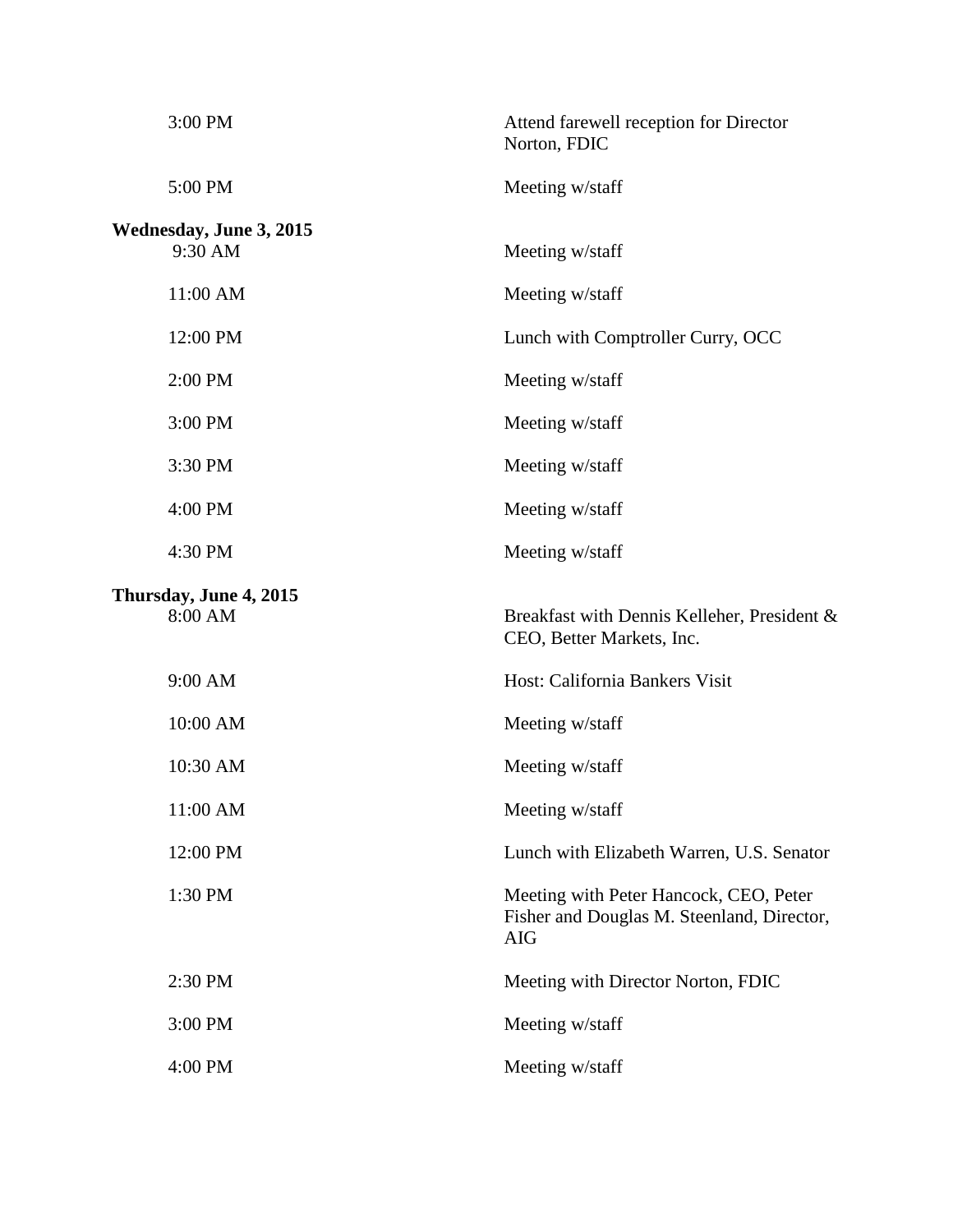| | |
|---|---|
| 3:00 PM | Attend farewell reception for Director Norton, FDIC |
| 5:00 PM | Meeting w/staff |

**Wednesday, June 3, 2015**

| | |
|---|---|
| 9:30 AM | Meeting w/staff |
| 11:00 AM | Meeting w/staff |
| 12:00 PM | Lunch with Comptroller Curry, OCC |
| 2:00 PM | Meeting w/staff |
| 3:00 PM | Meeting w/staff |
| 3:30 PM | Meeting w/staff |
| 4:00 PM | Meeting w/staff |
| 4:30 PM | Meeting w/staff |

**Thursday, June 4, 2015**

| | |
|---|---|
| 8:00 AM | Breakfast with Dennis Kelleher, President & CEO, Better Markets, Inc. |
| 9:00 AM | Host: California Bankers Visit |
| 10:00 AM | Meeting w/staff |
| 10:30 AM | Meeting w/staff |
| 11:00 AM | Meeting w/staff |
| 12:00 PM | Lunch with Elizabeth Warren, U.S. Senator |
| 1:30 PM | Meeting with Peter Hancock, CEO, Peter Fisher and Douglas M. Steenland, Director, AIG |
| 2:30 PM | Meeting with Director Norton, FDIC |
| 3:00 PM | Meeting w/staff |
| 4:00 PM | Meeting w/staff |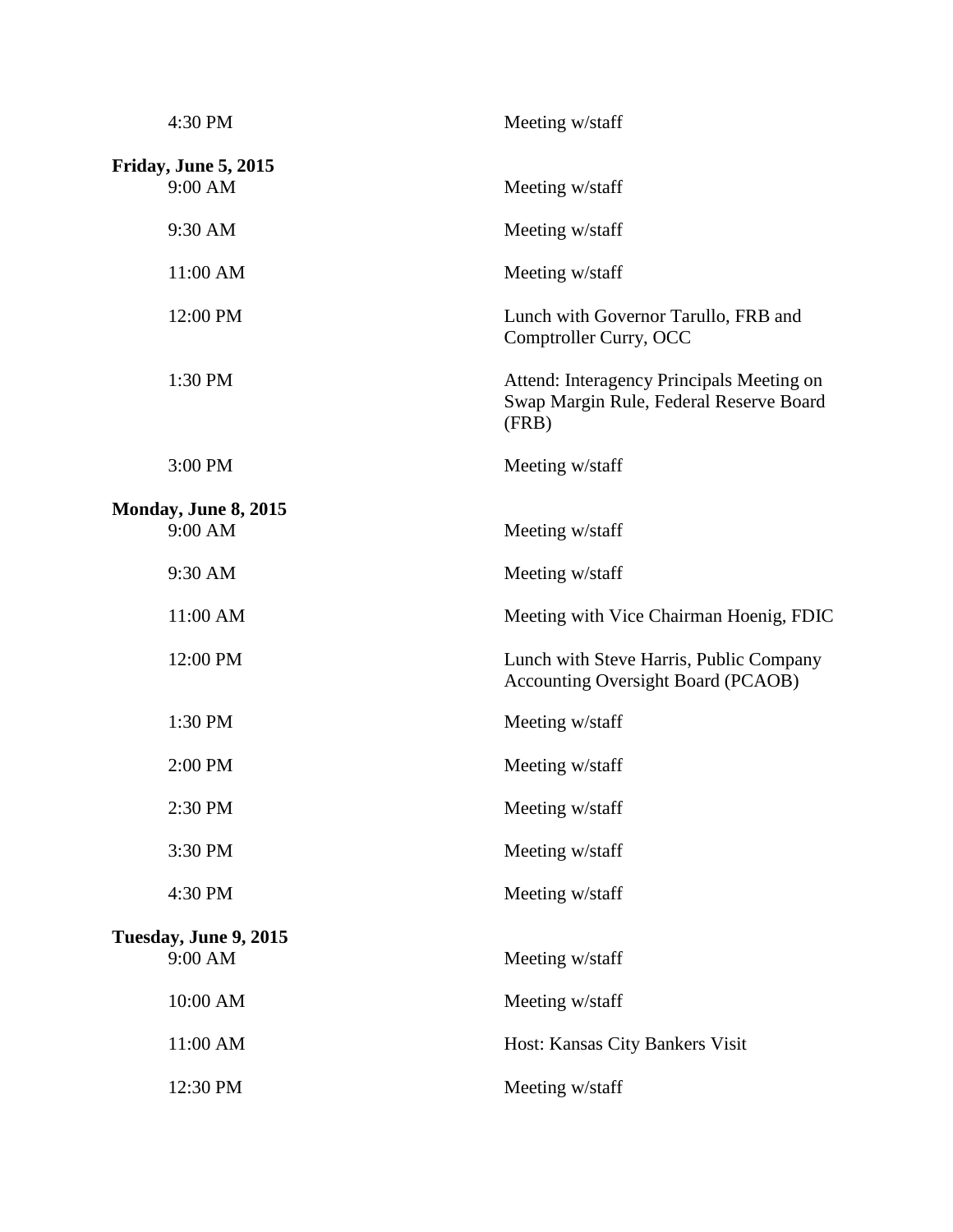| | |
|---|---|
| 4:30 PM | Meeting w/staff |

**Friday, June 5, 2015**

| | |
|---|---|
| 9:00 AM | Meeting w/staff |
| 9:30 AM | Meeting w/staff |
| 11:00 AM | Meeting w/staff |
| 12:00 PM | Lunch with Governor Tarullo, FRB and Comptroller Curry, OCC |
| 1:30 PM | Attend: Interagency Principals Meeting on Swap Margin Rule, Federal Reserve Board (FRB) |
| 3:00 PM | Meeting w/staff |

**Monday, June 8, 2015**

| | |
|---|---|
| 9:00 AM | Meeting w/staff |
| 9:30 AM | Meeting w/staff |
| 11:00 AM | Meeting with Vice Chairman Hoenig, FDIC |
| 12:00 PM | Lunch with Steve Harris, Public Company Accounting Oversight Board (PCAOB) |
| 1:30 PM | Meeting w/staff |
| 2:00 PM | Meeting w/staff |
| 2:30 PM | Meeting w/staff |
| 3:30 PM | Meeting w/staff |
| 4:30 PM | Meeting w/staff |

**Tuesday, June 9, 2015**

| | |
|---|---|
| 9:00 AM | Meeting w/staff |
| 10:00 AM | Meeting w/staff |
| 11:00 AM | Host: Kansas City Bankers Visit |
| 12:30 PM | Meeting w/staff |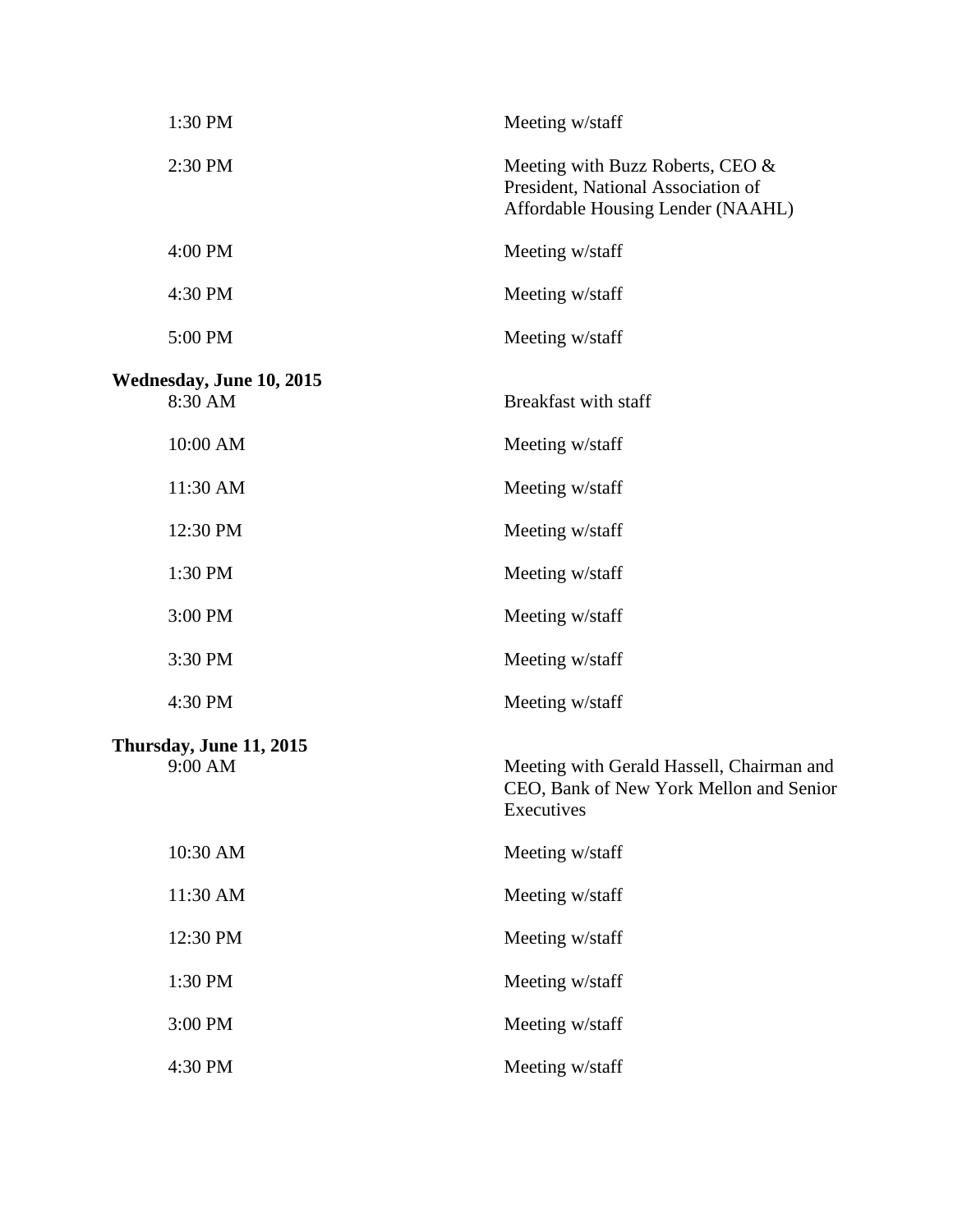| | |
|---|---|
| 1:30 PM | Meeting w/staff |
| 2:30 PM | Meeting with Buzz Roberts, CEO & President, National Association of Affordable Housing Lender (NAAHL) |
| 4:00 PM | Meeting w/staff |
| 4:30 PM | Meeting w/staff |
| 5:00 PM | Meeting w/staff |

**Wednesday, June 10, 2015**

| | |
|---|---|
| 8:30 AM | Breakfast with staff |
| 10:00 AM | Meeting w/staff |
| 11:30 AM | Meeting w/staff |
| 12:30 PM | Meeting w/staff |
| 1:30 PM | Meeting w/staff |
| 3:00 PM | Meeting w/staff |
| 3:30 PM | Meeting w/staff |
| 4:30 PM | Meeting w/staff |

**Thursday, June 11, 2015**

| | |
|---|---|
| 9:00 AM | Meeting with Gerald Hassell, Chairman and CEO, Bank of New York Mellon and Senior Executives |
| 10:30 AM | Meeting w/staff |
| 11:30 AM | Meeting w/staff |
| 12:30 PM | Meeting w/staff |
| 1:30 PM | Meeting w/staff |
| 3:00 PM | Meeting w/staff |
| 4:30 PM | Meeting w/staff |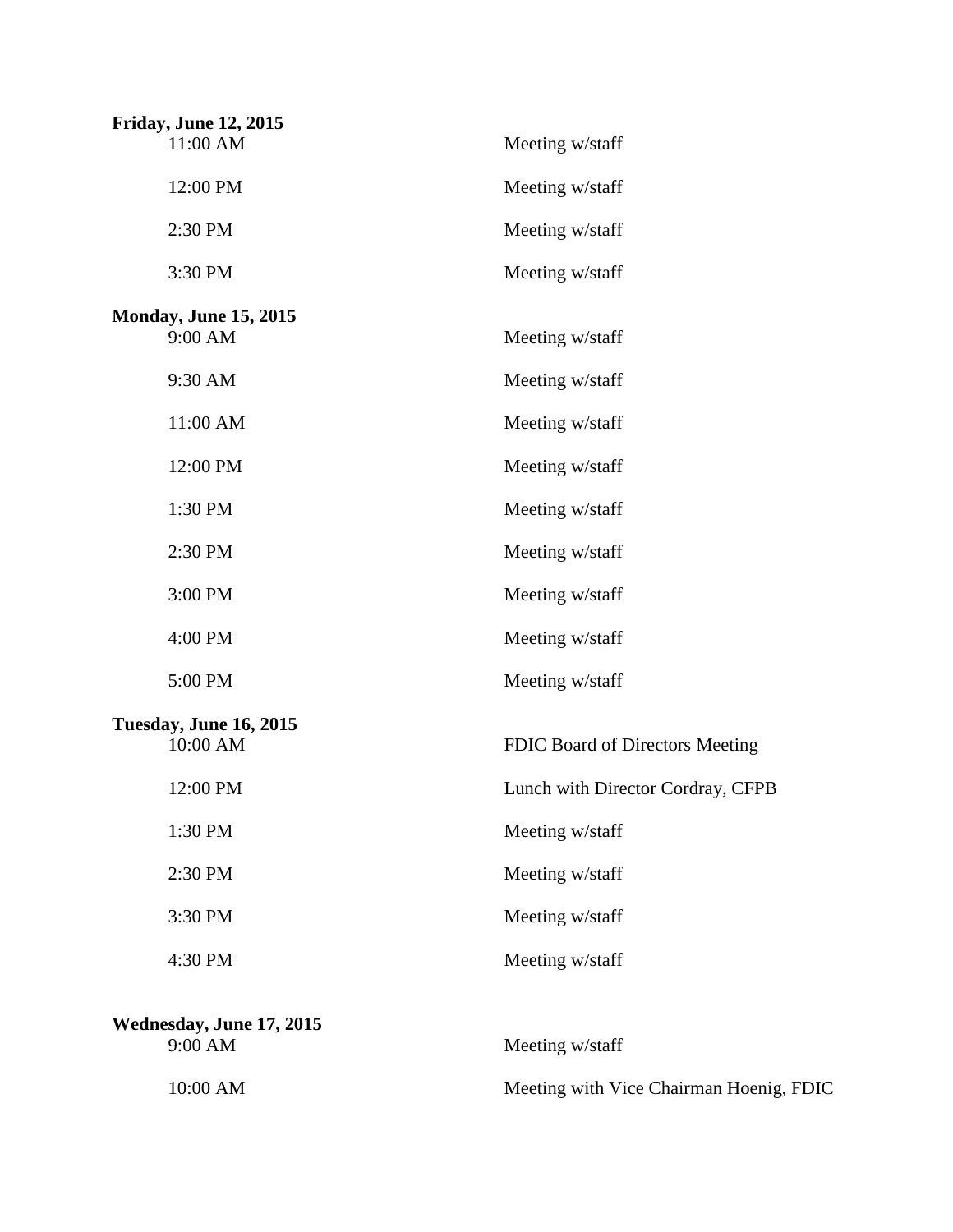**Friday, June 12, 2015**

| | |
|---|---|
| 11:00 AM | Meeting w/staff |
| 12:00 PM | Meeting w/staff |
| 2:30 PM | Meeting w/staff |
| 3:30 PM | Meeting w/staff |

**Monday, June 15, 2015**

| | |
|---|---|
| 9:00 AM | Meeting w/staff |
| 9:30 AM | Meeting w/staff |
| 11:00 AM | Meeting w/staff |
| 12:00 PM | Meeting w/staff |
| 1:30 PM | Meeting w/staff |
| 2:30 PM | Meeting w/staff |
| 3:00 PM | Meeting w/staff |
| 4:00 PM | Meeting w/staff |
| 5:00 PM | Meeting w/staff |

**Tuesday, June 16, 2015**

| | |
|---|---|
| 10:00 AM | FDIC Board of Directors Meeting |
| 12:00 PM | Lunch with Director Cordray, CFPB |
| 1:30 PM | Meeting w/staff |
| 2:30 PM | Meeting w/staff |
| 3:30 PM | Meeting w/staff |
| 4:30 PM | Meeting w/staff |

**Wednesday, June 17, 2015**

| | |
|---|---|
| 9:00 AM | Meeting w/staff |
| 10:00 AM | Meeting with Vice Chairman Hoenig, FDIC |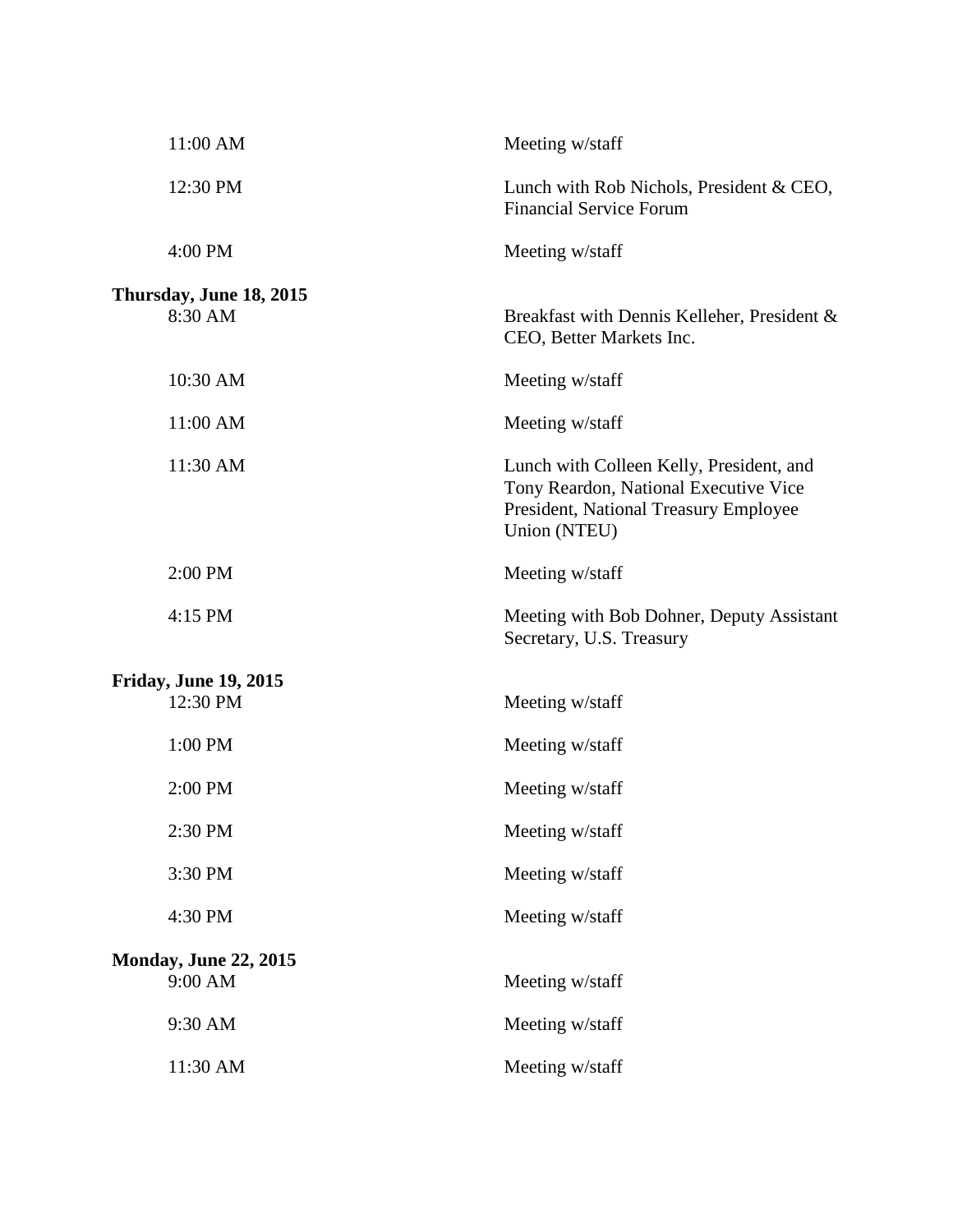| | |
|---|---|
| 11:00 AM | Meeting w/staff |
| 12:30 PM | Lunch with Rob Nichols, President & CEO, Financial Service Forum |
| 4:00 PM | Meeting w/staff |

**Thursday, June 18, 2015**

| | |
|---|---|
| 8:30 AM | Breakfast with Dennis Kelleher, President & CEO, Better Markets Inc. |
| 10:30 AM | Meeting w/staff |
| 11:00 AM | Meeting w/staff |
| 11:30 AM | Lunch with Colleen Kelly, President, and Tony Reardon, National Executive Vice President, National Treasury Employee Union (NTEU) |
| 2:00 PM | Meeting w/staff |
| 4:15 PM | Meeting with Bob Dohner, Deputy Assistant Secretary, U.S. Treasury |

**Friday, June 19, 2015**

| | |
|---|---|
| 12:30 PM | Meeting w/staff |
| 1:00 PM | Meeting w/staff |
| 2:00 PM | Meeting w/staff |
| 2:30 PM | Meeting w/staff |
| 3:30 PM | Meeting w/staff |
| 4:30 PM | Meeting w/staff |

**Monday, June 22, 2015**

| | |
|---|---|
| 9:00 AM | Meeting w/staff |
| 9:30 AM | Meeting w/staff |
| 11:30 AM | Meeting w/staff |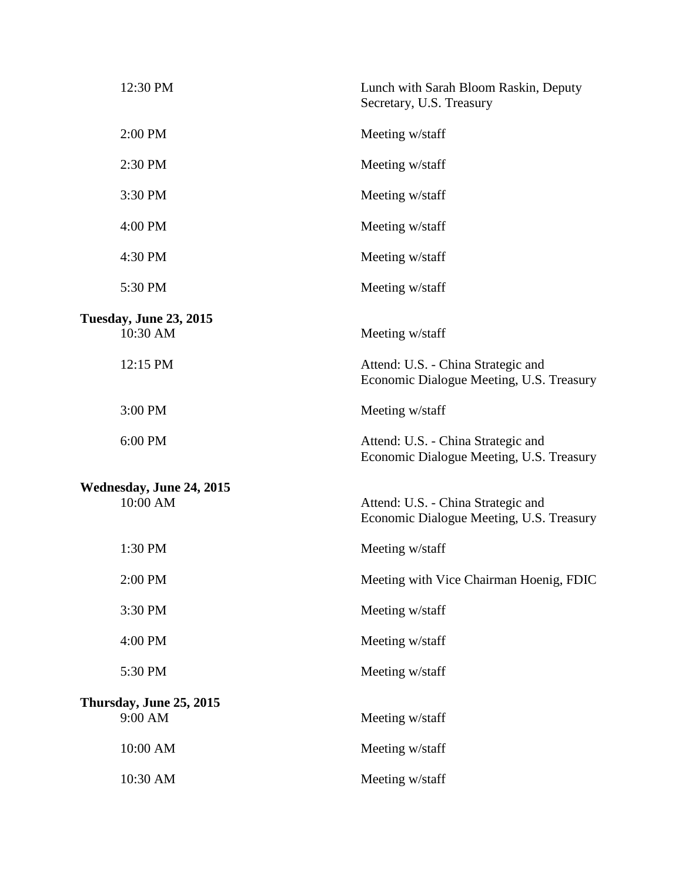| | |
|---|---|
| 12:30 PM | Lunch with Sarah Bloom Raskin, Deputy Secretary, U.S. Treasury |
| 2:00 PM | Meeting w/staff |
| 2:30 PM | Meeting w/staff |
| 3:30 PM | Meeting w/staff |
| 4:00 PM | Meeting w/staff |
| 4:30 PM | Meeting w/staff |
| 5:30 PM | Meeting w/staff |

**Tuesday, June 23, 2015**

| | |
|---|---|
| 10:30 AM | Meeting w/staff |
| 12:15 PM | Attend: U.S. - China Strategic and Economic Dialogue Meeting, U.S. Treasury |
| 3:00 PM | Meeting w/staff |
| 6:00 PM | Attend: U.S. - China Strategic and Economic Dialogue Meeting, U.S. Treasury |

**Wednesday, June 24, 2015**

| | |
|---|---|
| 10:00 AM | Attend: U.S. - China Strategic and Economic Dialogue Meeting, U.S. Treasury |
| 1:30 PM | Meeting w/staff |
| 2:00 PM | Meeting with Vice Chairman Hoenig, FDIC |
| 3:30 PM | Meeting w/staff |
| 4:00 PM | Meeting w/staff |
| 5:30 PM | Meeting w/staff |

**Thursday, June 25, 2015**

| | |
|---|---|
| 9:00 AM | Meeting w/staff |
| 10:00 AM | Meeting w/staff |
| 10:30 AM | Meeting w/staff |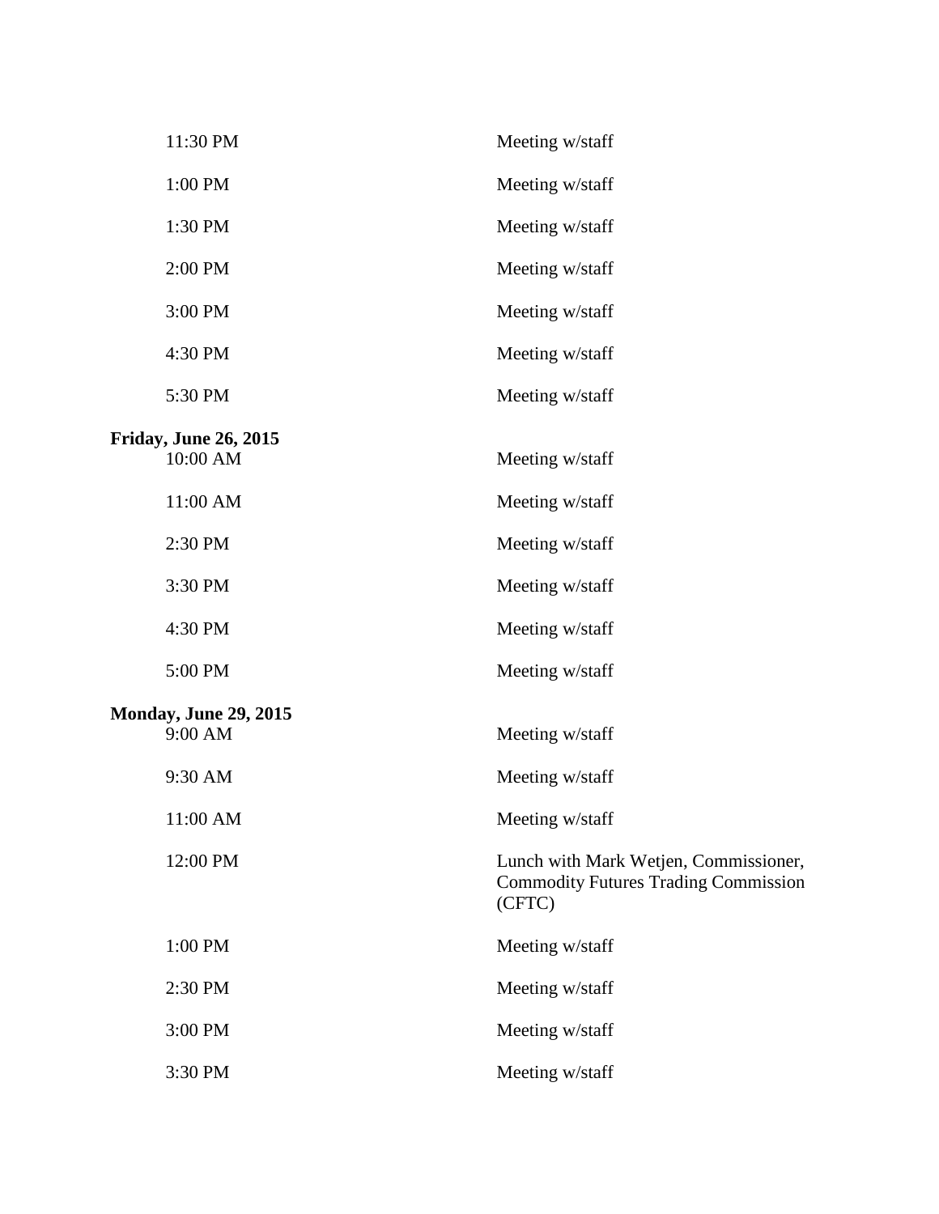| | |
|---|---|
| 11:30 PM | Meeting w/staff |
| 1:00 PM | Meeting w/staff |
| 1:30 PM | Meeting w/staff |
| 2:00 PM | Meeting w/staff |
| 3:00 PM | Meeting w/staff |
| 4:30 PM | Meeting w/staff |
| 5:30 PM | Meeting w/staff |

**Friday, June 26, 2015**

| | |
|---|---|
| 10:00 AM | Meeting w/staff |
| 11:00 AM | Meeting w/staff |
| 2:30 PM | Meeting w/staff |
| 3:30 PM | Meeting w/staff |
| 4:30 PM | Meeting w/staff |
| 5:00 PM | Meeting w/staff |

**Monday, June 29, 2015**

| | |
|---|---|
| 9:00 AM | Meeting w/staff |
| 9:30 AM | Meeting w/staff |
| 11:00 AM | Meeting w/staff |
| 12:00 PM | Lunch with Mark Wetjen, Commissioner, Commodity Futures Trading Commission (CFTC) |
| 1:00 PM | Meeting w/staff |
| 2:30 PM | Meeting w/staff |
| 3:00 PM | Meeting w/staff |
| 3:30 PM | Meeting w/staff |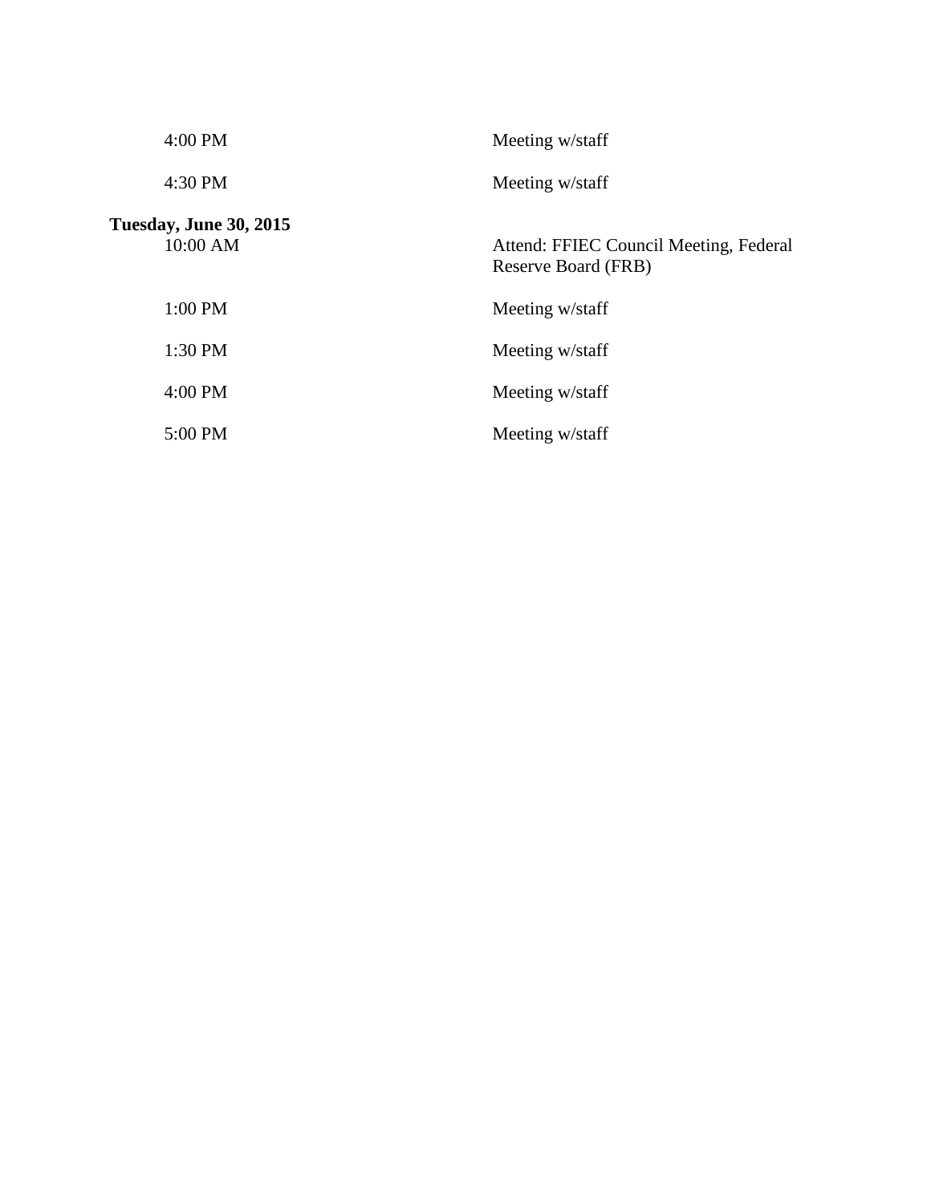| | |
|---|---|
| 4:00 PM | Meeting w/staff |
| 4:30 PM | Meeting w/staff |

**Tuesday, June 30, 2015**

| | |
|---|---|
| 10:00 AM | Attend: FFIEC Council Meeting, Federal Reserve Board (FRB) |
| 1:00 PM | Meeting w/staff |
| 1:30 PM | Meeting w/staff |
| 4:00 PM | Meeting w/staff |
| 5:00 PM | Meeting w/staff |